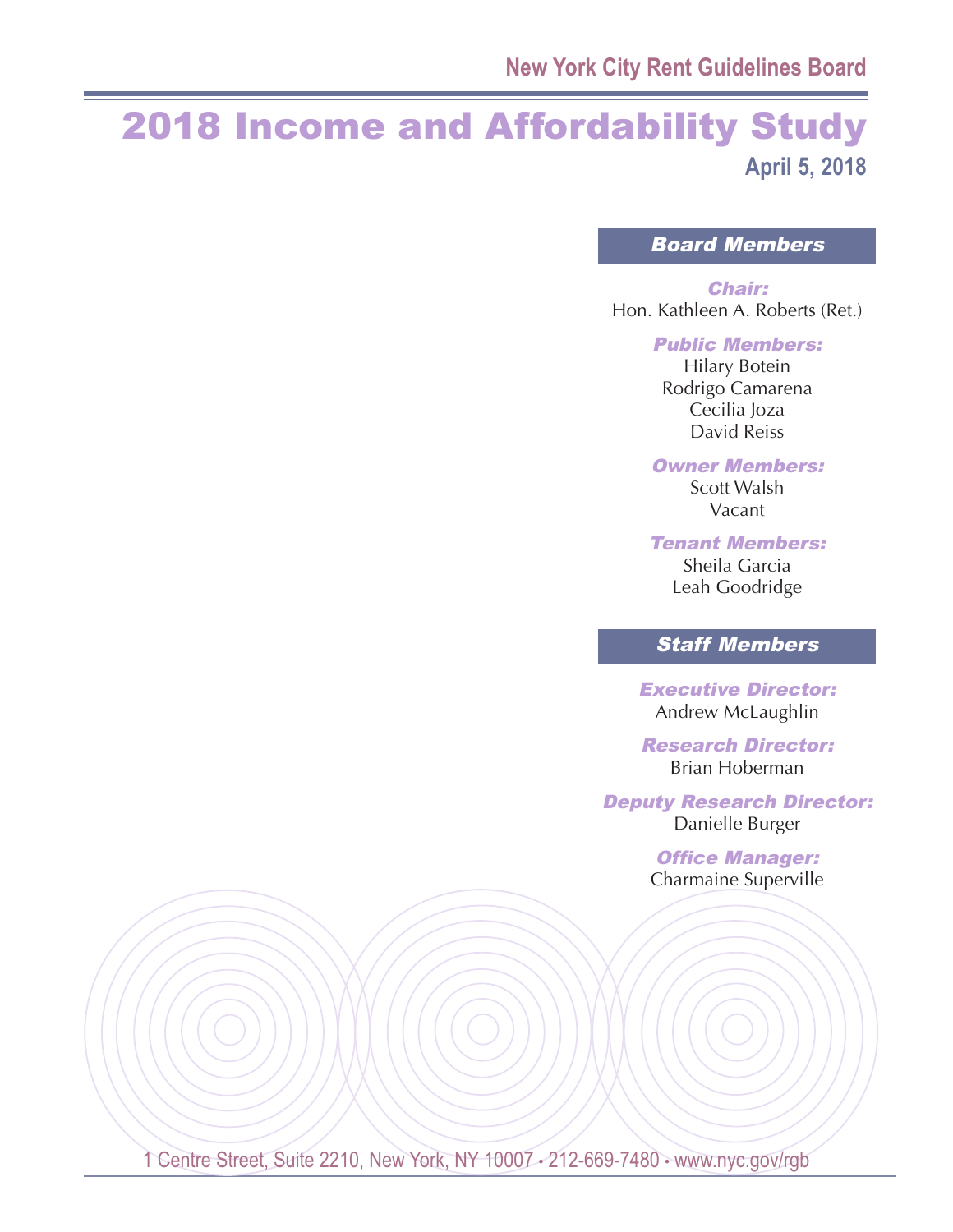New York City Rent Guidelines Board

# 2018 Income and Affordability Study

April 5, 2018

## Board Members

***Chair:***
Hon. Kathleen A. Roberts (Ret.)

***Public Members:***
Hilary Botein
Rodrigo Camarena
Cecilia Joza
David Reiss

***Owner Members:***
Scott Walsh
Vacant

***Tenant Members:***
Sheila Garcia
Leah Goodridge

## Staff Members

***Executive Director:***
Andrew McLaughlin

***Research Director:***
Brian Hoberman

***Deputy Research Director:***
Danielle Burger

***Office Manager:***
Charmaine Superville

1 Centre Street, Suite 2210, New York, NY 10007 • 212-669-7480 • www.nyc.gov/rgb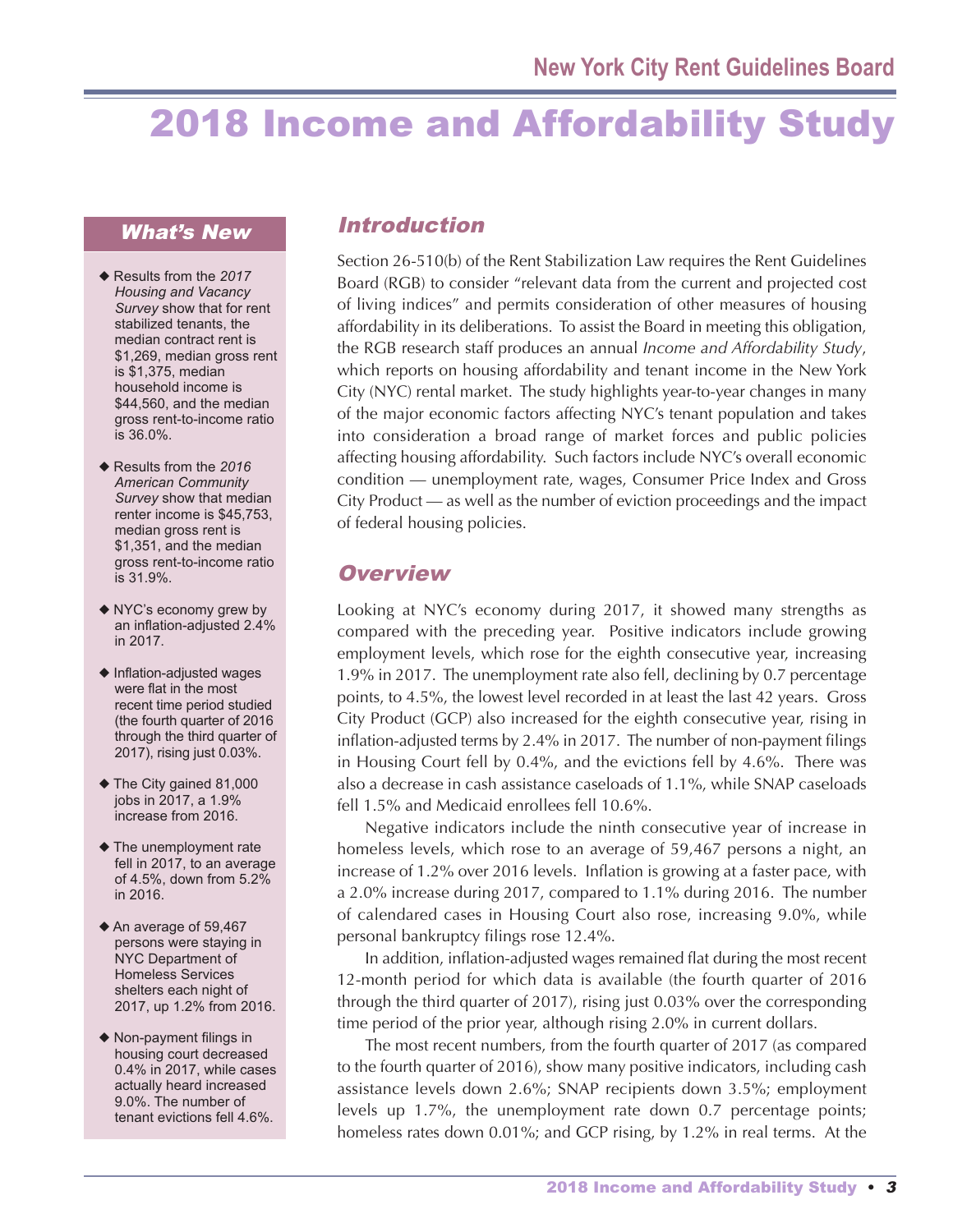# 2018 Income and Affordability Study

## What's New

- Results from the *2017 Housing and Vacancy Survey* show that for rent stabilized tenants, the median contract rent is $1,269, median gross rent is $1,375, median household income is $44,560, and the median gross rent-to-income ratio is 36.0%.
- Results from the *2016 American Community Survey* show that median renter income is $45,753, median gross rent is $1,351, and the median gross rent-to-income ratio is 31.9%.
- NYC's economy grew by an inflation-adjusted 2.4% in 2017.
- Inflation-adjusted wages were flat in the most recent time period studied (the fourth quarter of 2016 through the third quarter of 2017), rising just 0.03%.
- The City gained 81,000 jobs in 2017, a 1.9% increase from 2016.
- The unemployment rate fell in 2017, to an average of 4.5%, down from 5.2% in 2016.
- An average of 59,467 persons were staying in NYC Department of Homeless Services shelters each night of 2017, up 1.2% from 2016.
- Non-payment filings in housing court decreased 0.4% in 2017, while cases actually heard increased 9.0%. The number of tenant evictions fell 4.6%.

## Introduction

Section 26-510(b) of the Rent Stabilization Law requires the Rent Guidelines Board (RGB) to consider "relevant data from the current and projected cost of living indices" and permits consideration of other measures of housing affordability in its deliberations. To assist the Board in meeting this obligation, the RGB research staff produces an annual *Income and Affordability Study*, which reports on housing affordability and tenant income in the New York City (NYC) rental market. The study highlights year-to-year changes in many of the major economic factors affecting NYC's tenant population and takes into consideration a broad range of market forces and public policies affecting housing affordability. Such factors include NYC's overall economic condition — unemployment rate, wages, Consumer Price Index and Gross City Product — as well as the number of eviction proceedings and the impact of federal housing policies.

## Overview

Looking at NYC's economy during 2017, it showed many strengths as compared with the preceding year. Positive indicators include growing employment levels, which rose for the eighth consecutive year, increasing 1.9% in 2017. The unemployment rate also fell, declining by 0.7 percentage points, to 4.5%, the lowest level recorded in at least the last 42 years. Gross City Product (GCP) also increased for the eighth consecutive year, rising in inflation-adjusted terms by 2.4% in 2017. The number of non-payment filings in Housing Court fell by 0.4%, and the evictions fell by 4.6%. There was also a decrease in cash assistance caseloads of 1.1%, while SNAP caseloads fell 1.5% and Medicaid enrollees fell 10.6%.

Negative indicators include the ninth consecutive year of increase in homeless levels, which rose to an average of 59,467 persons a night, an increase of 1.2% over 2016 levels. Inflation is growing at a faster pace, with a 2.0% increase during 2017, compared to 1.1% during 2016. The number of calendared cases in Housing Court also rose, increasing 9.0%, while personal bankruptcy filings rose 12.4%.

In addition, inflation-adjusted wages remained flat during the most recent 12-month period for which data is available (the fourth quarter of 2016 through the third quarter of 2017), rising just 0.03% over the corresponding time period of the prior year, although rising 2.0% in current dollars.

The most recent numbers, from the fourth quarter of 2017 (as compared to the fourth quarter of 2016), show many positive indicators, including cash assistance levels down 2.6%; SNAP recipients down 3.5%; employment levels up 1.7%, the unemployment rate down 0.7 percentage points; homeless rates down 0.01%; and GCP rising, by 1.2% in real terms. At the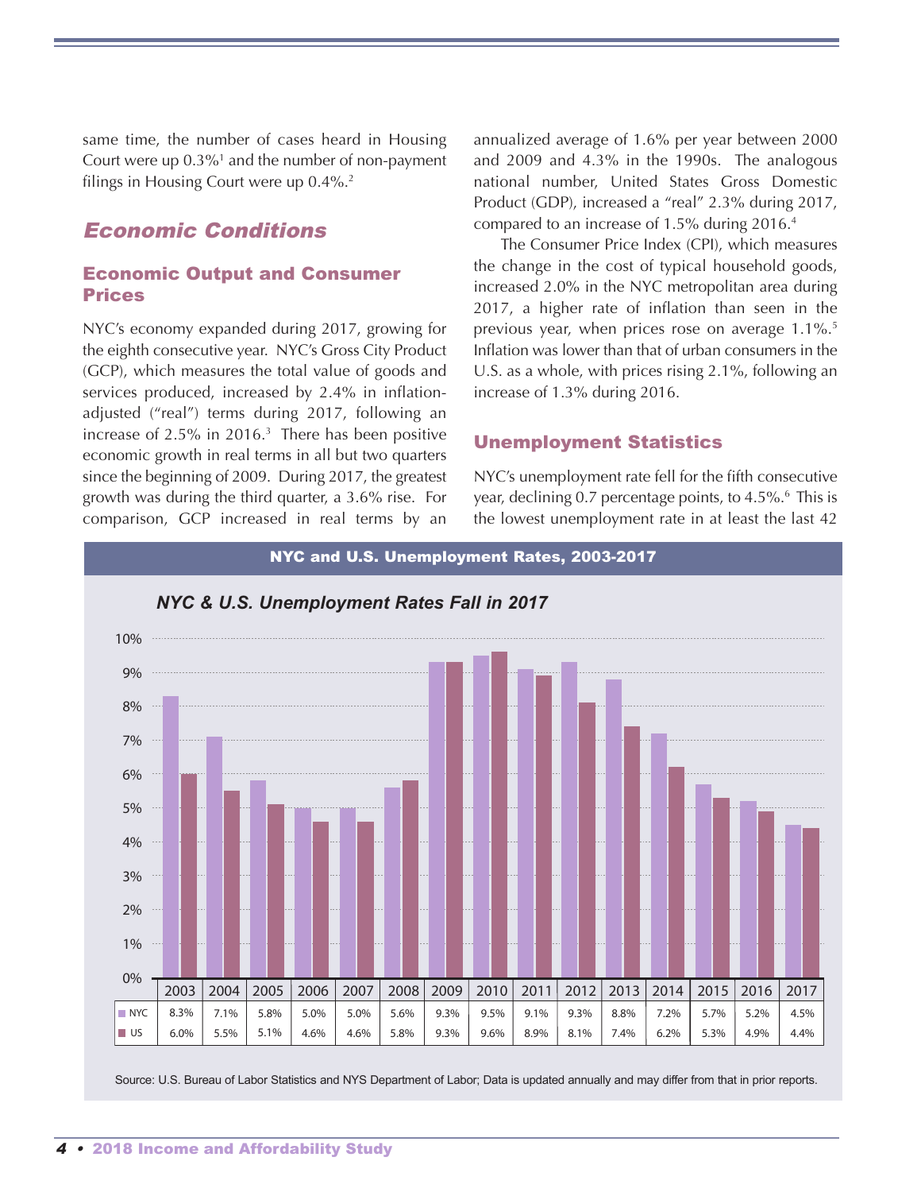same time, the number of cases heard in Housing Court were up 0.3%[1] and the number of non-payment filings in Housing Court were up 0.4%.[2]

## *Economic Conditions*

### Economic Output and Consumer Prices

NYC's economy expanded during 2017, growing for the eighth consecutive year. NYC's Gross City Product (GCP), which measures the total value of goods and services produced, increased by 2.4% in inflation-adjusted ("real") terms during 2017, following an increase of 2.5% in 2016.[3] There has been positive economic growth in real terms in all but two quarters since the beginning of 2009. During 2017, the greatest growth was during the third quarter, a 3.6% rise. For comparison, GCP increased in real terms by an annualized average of 1.6% per year between 2000 and 2009 and 4.3% in the 1990s. The analogous national number, United States Gross Domestic Product (GDP), increased a "real" 2.3% during 2017, compared to an increase of 1.5% during 2016.[4]

The Consumer Price Index (CPI), which measures the change in the cost of typical household goods, increased 2.0% in the NYC metropolitan area during 2017, a higher rate of inflation than seen in the previous year, when prices rose on average 1.1%.[5] Inflation was lower than that of urban consumers in the U.S. as a whole, with prices rising 2.1%, following an increase of 1.3% during 2016.

### Unemployment Statistics

NYC's unemployment rate fell for the fifth consecutive year, declining 0.7 percentage points, to 4.5%.[6] This is the lowest unemployment rate in at least the last 42

**NYC and U.S. Unemployment Rates, 2003-2017**

*NYC & U.S. Unemployment Rates Fall in 2017*

| | 2003 | 2004 | 2005 | 2006 | 2007 | 2008 | 2009 | 2010 | 2011 | 2012 | 2013 | 2014 | 2015 | 2016 | 2017 |
|---|---|---|---|---|---|---|---|---|---|---|---|---|---|---|---|
| NYC | 8.3% | 7.1% | 5.8% | 5.0% | 5.0% | 5.6% | 9.3% | 9.5% | 9.1% | 9.3% | 8.8% | 7.2% | 5.7% | 5.2% | 4.5% |
| US | 6.0% | 5.5% | 5.1% | 4.6% | 4.6% | 5.8% | 9.3% | 9.6% | 8.9% | 8.1% | 7.4% | 6.2% | 5.3% | 4.9% | 4.4% |

Source: U.S. Bureau of Labor Statistics and NYS Department of Labor; Data is updated annually and may differ from that in prior reports.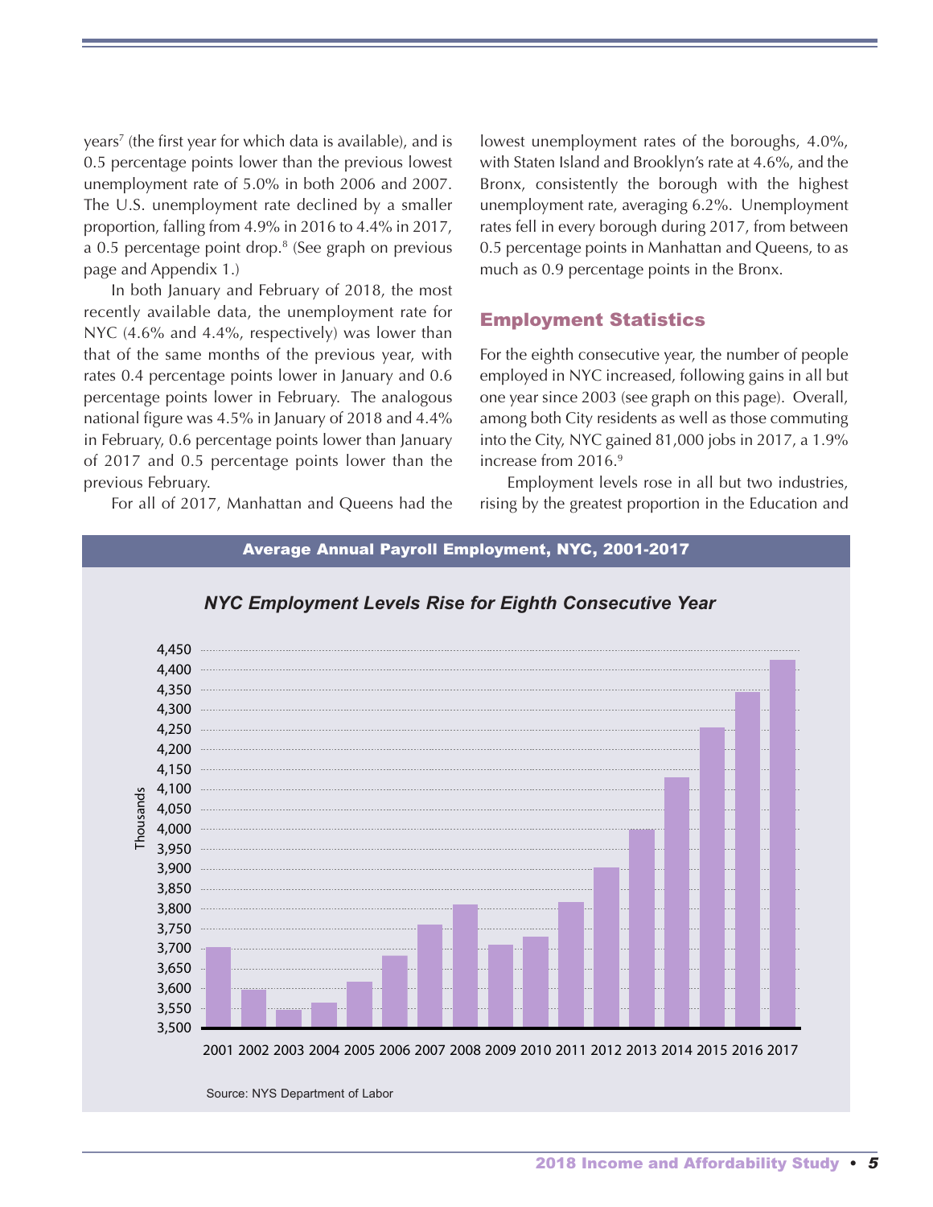years[7] (the first year for which data is available), and is 0.5 percentage points lower than the previous lowest unemployment rate of 5.0% in both 2006 and 2007. The U.S. unemployment rate declined by a smaller proportion, falling from 4.9% in 2016 to 4.4% in 2017, a 0.5 percentage point drop.[8] (See graph on previous page and Appendix 1.)

In both January and February of 2018, the most recently available data, the unemployment rate for NYC (4.6% and 4.4%, respectively) was lower than that of the same months of the previous year, with rates 0.4 percentage points lower in January and 0.6 percentage points lower in February. The analogous national figure was 4.5% in January of 2018 and 4.4% in February, 0.6 percentage points lower than January of 2017 and 0.5 percentage points lower than the previous February.

For all of 2017, Manhattan and Queens had the lowest unemployment rates of the boroughs, 4.0%, with Staten Island and Brooklyn's rate at 4.6%, and the Bronx, consistently the borough with the highest unemployment rate, averaging 6.2%. Unemployment rates fell in every borough during 2017, from between 0.5 percentage points in Manhattan and Queens, to as much as 0.9 percentage points in the Bronx.

## Employment Statistics

For the eighth consecutive year, the number of people employed in NYC increased, following gains in all but one year since 2003 (see graph on this page). Overall, among both City residents as well as those commuting into the City, NYC gained 81,000 jobs in 2017, a 1.9% increase from 2016.[9]

Employment levels rose in all but two industries, rising by the greatest proportion in the Education and

**Average Annual Payroll Employment, NYC, 2001-2017**

*NYC Employment Levels Rise for Eighth Consecutive Year*

Source: NYS Department of Labor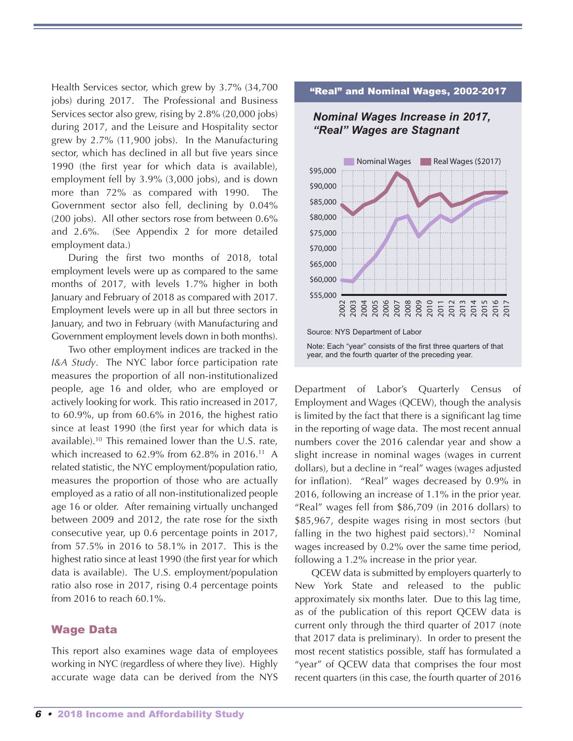Health Services sector, which grew by 3.7% (34,700 jobs) during 2017. The Professional and Business Services sector also grew, rising by 2.8% (20,000 jobs) during 2017, and the Leisure and Hospitality sector grew by 2.7% (11,900 jobs). In the Manufacturing sector, which has declined in all but five years since 1990 (the first year for which data is available), employment fell by 3.9% (3,000 jobs), and is down more than 72% as compared with 1990. The Government sector also fell, declining by 0.04% (200 jobs). All other sectors rose from between 0.6% and 2.6%. (See Appendix 2 for more detailed employment data.)

During the first two months of 2018, total employment levels were up as compared to the same months of 2017, with levels 1.7% higher in both January and February of 2018 as compared with 2017. Employment levels were up in all but three sectors in January, and two in February (with Manufacturing and Government employment levels down in both months).

Two other employment indices are tracked in the *I&A Study*. The NYC labor force participation rate measures the proportion of all non-institutionalized people, age 16 and older, who are employed or actively looking for work. This ratio increased in 2017, to 60.9%, up from 60.6% in 2016, the highest ratio since at least 1990 (the first year for which data is available).[10] This remained lower than the U.S. rate, which increased to 62.9% from 62.8% in 2016.[11] A related statistic, the NYC employment/population ratio, measures the proportion of those who are actually employed as a ratio of all non-institutionalized people age 16 or older. After remaining virtually unchanged between 2009 and 2012, the rate rose for the sixth consecutive year, up 0.6 percentage points in 2017, from 57.5% in 2016 to 58.1% in 2017. This is the highest ratio since at least 1990 (the first year for which data is available). The U.S. employment/population ratio also rose in 2017, rising 0.4 percentage points from 2016 to reach 60.1%.

## Wage Data

This report also examines wage data of employees working in NYC (regardless of where they live). Highly accurate wage data can be derived from the NYS Department of Labor's Quarterly Census of Employment and Wages (QCEW), though the analysis is limited by the fact that there is a significant lag time in the reporting of wage data. The most recent annual numbers cover the 2016 calendar year and show a slight increase in nominal wages (wages in current dollars), but a decline in "real" wages (wages adjusted for inflation). "Real" wages decreased by 0.9% in 2016, following an increase of 1.1% in the prior year. "Real" wages fell from $86,709 (in 2016 dollars) to $85,967, despite wages rising in most sectors (but falling in the two highest paid sectors).[12] Nominal wages increased by 0.2% over the same time period, following a 1.2% increase in the prior year.

QCEW data is submitted by employers quarterly to New York State and released to the public approximately six months later. Due to this lag time, as of the publication of this report QCEW data is current only through the third quarter of 2017 (note that 2017 data is preliminary). In order to present the most recent statistics possible, staff has formulated a "year" of QCEW data that comprises the four most recent quarters (in this case, the fourth quarter of 2016

**"Real" and Nominal Wages, 2002-2017**

***Nominal Wages Increase in 2017, "Real" Wages are Stagnant***

Source: NYS Department of Labor

Note: Each "year" consists of the first three quarters of that year, and the fourth quarter of the preceding year.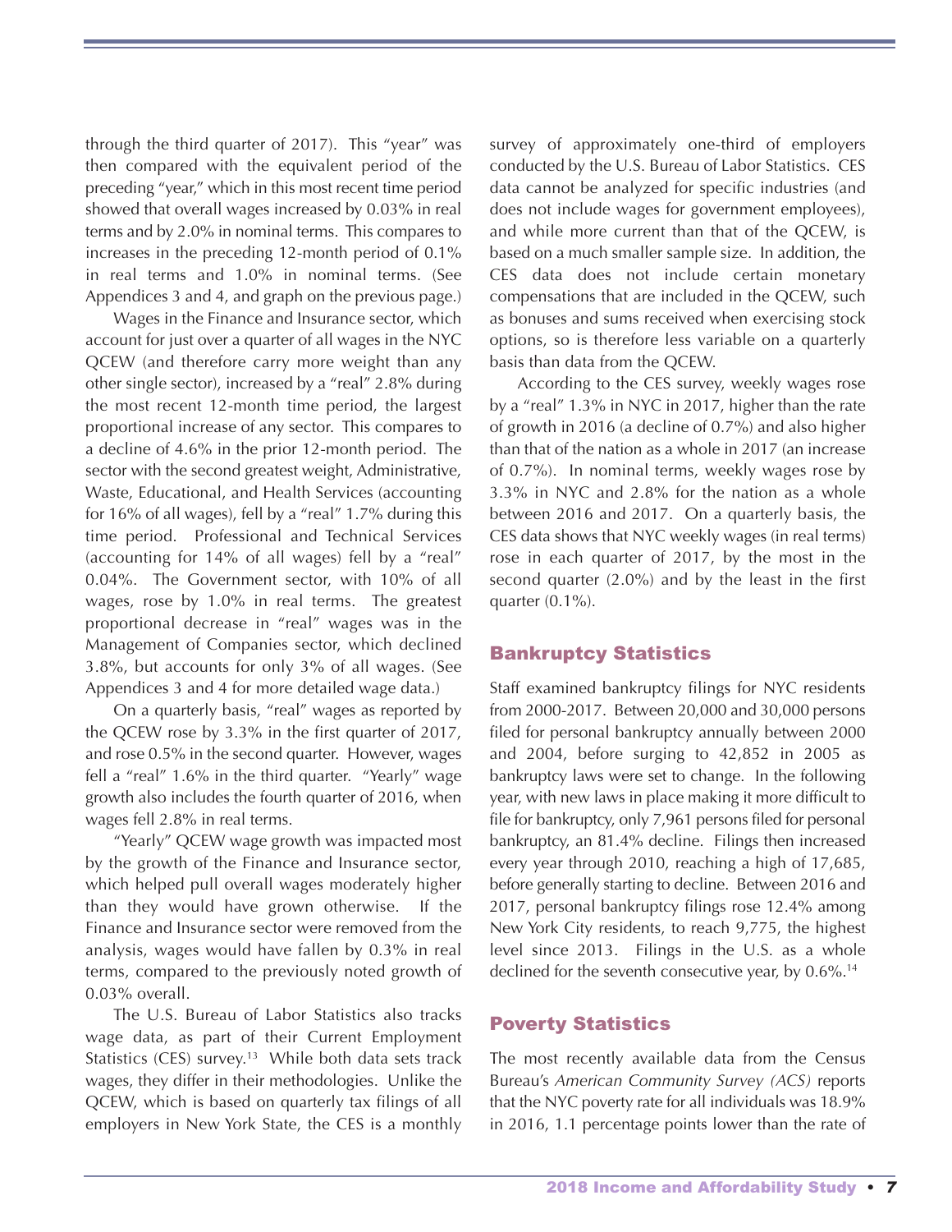through the third quarter of 2017). This "year" was then compared with the equivalent period of the preceding "year," which in this most recent time period showed that overall wages increased by 0.03% in real terms and by 2.0% in nominal terms. This compares to increases in the preceding 12-month period of 0.1% in real terms and 1.0% in nominal terms. (See Appendices 3 and 4, and graph on the previous page.)

Wages in the Finance and Insurance sector, which account for just over a quarter of all wages in the NYC QCEW (and therefore carry more weight than any other single sector), increased by a "real" 2.8% during the most recent 12-month time period, the largest proportional increase of any sector. This compares to a decline of 4.6% in the prior 12-month period. The sector with the second greatest weight, Administrative, Waste, Educational, and Health Services (accounting for 16% of all wages), fell by a "real" 1.7% during this time period. Professional and Technical Services (accounting for 14% of all wages) fell by a "real" 0.04%. The Government sector, with 10% of all wages, rose by 1.0% in real terms. The greatest proportional decrease in "real" wages was in the Management of Companies sector, which declined 3.8%, but accounts for only 3% of all wages. (See Appendices 3 and 4 for more detailed wage data.)

On a quarterly basis, "real" wages as reported by the QCEW rose by 3.3% in the first quarter of 2017, and rose 0.5% in the second quarter. However, wages fell a "real" 1.6% in the third quarter. "Yearly" wage growth also includes the fourth quarter of 2016, when wages fell 2.8% in real terms.

"Yearly" QCEW wage growth was impacted most by the growth of the Finance and Insurance sector, which helped pull overall wages moderately higher than they would have grown otherwise. If the Finance and Insurance sector were removed from the analysis, wages would have fallen by 0.3% in real terms, compared to the previously noted growth of 0.03% overall.

The U.S. Bureau of Labor Statistics also tracks wage data, as part of their Current Employment Statistics (CES) survey.[13] While both data sets track wages, they differ in their methodologies. Unlike the QCEW, which is based on quarterly tax filings of all employers in New York State, the CES is a monthly survey of approximately one-third of employers conducted by the U.S. Bureau of Labor Statistics. CES data cannot be analyzed for specific industries (and does not include wages for government employees), and while more current than that of the QCEW, is based on a much smaller sample size. In addition, the CES data does not include certain monetary compensations that are included in the QCEW, such as bonuses and sums received when exercising stock options, so is therefore less variable on a quarterly basis than data from the QCEW.

According to the CES survey, weekly wages rose by a "real" 1.3% in NYC in 2017, higher than the rate of growth in 2016 (a decline of 0.7%) and also higher than that of the nation as a whole in 2017 (an increase of 0.7%). In nominal terms, weekly wages rose by 3.3% in NYC and 2.8% for the nation as a whole between 2016 and 2017. On a quarterly basis, the CES data shows that NYC weekly wages (in real terms) rose in each quarter of 2017, by the most in the second quarter (2.0%) and by the least in the first quarter (0.1%).

## Bankruptcy Statistics

Staff examined bankruptcy filings for NYC residents from 2000-2017. Between 20,000 and 30,000 persons filed for personal bankruptcy annually between 2000 and 2004, before surging to 42,852 in 2005 as bankruptcy laws were set to change. In the following year, with new laws in place making it more difficult to file for bankruptcy, only 7,961 persons filed for personal bankruptcy, an 81.4% decline. Filings then increased every year through 2010, reaching a high of 17,685, before generally starting to decline. Between 2016 and 2017, personal bankruptcy filings rose 12.4% among New York City residents, to reach 9,775, the highest level since 2013. Filings in the U.S. as a whole declined for the seventh consecutive year, by 0.6%.[14]

## Poverty Statistics

The most recently available data from the Census Bureau's *American Community Survey (ACS)* reports that the NYC poverty rate for all individuals was 18.9% in 2016, 1.1 percentage points lower than the rate of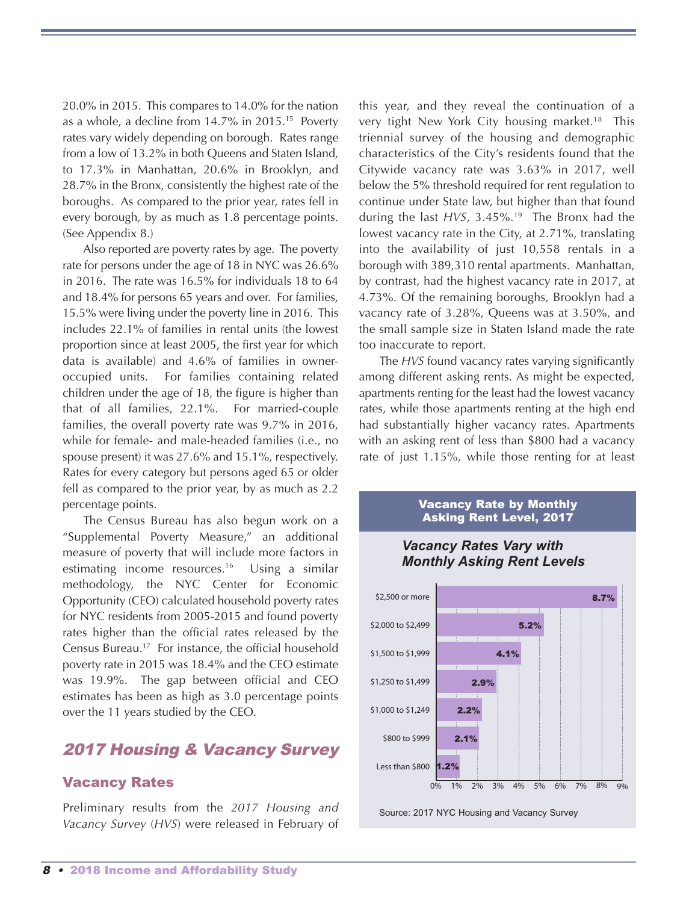20.0% in 2015. This compares to 14.0% for the nation as a whole, a decline from 14.7% in 2015.[15] Poverty rates vary widely depending on borough. Rates range from a low of 13.2% in both Queens and Staten Island, to 17.3% in Manhattan, 20.6% in Brooklyn, and 28.7% in the Bronx, consistently the highest rate of the boroughs. As compared to the prior year, rates fell in every borough, by as much as 1.8 percentage points. (See Appendix 8.)

Also reported are poverty rates by age. The poverty rate for persons under the age of 18 in NYC was 26.6% in 2016. The rate was 16.5% for individuals 18 to 64 and 18.4% for persons 65 years and over. For families, 15.5% were living under the poverty line in 2016. This includes 22.1% of families in rental units (the lowest proportion since at least 2005, the first year for which data is available) and 4.6% of families in owner-occupied units. For families containing related children under the age of 18, the figure is higher than that of all families, 22.1%. For married-couple families, the overall poverty rate was 9.7% in 2016, while for female- and male-headed families (i.e., no spouse present) it was 27.6% and 15.1%, respectively. Rates for every category but persons aged 65 or older fell as compared to the prior year, by as much as 2.2 percentage points.

The Census Bureau has also begun work on a "Supplemental Poverty Measure," an additional measure of poverty that will include more factors in estimating income resources.[16] Using a similar methodology, the NYC Center for Economic Opportunity (CEO) calculated household poverty rates for NYC residents from 2005-2015 and found poverty rates higher than the official rates released by the Census Bureau.[17] For instance, the official household poverty rate in 2015 was 18.4% and the CEO estimate was 19.9%. The gap between official and CEO estimates has been as high as 3.0 percentage points over the 11 years studied by the CEO.

## *2017 Housing & Vacancy Survey*

### Vacancy Rates

Preliminary results from the *2017 Housing and Vacancy Survey* (*HVS*) were released in February of this year, and they reveal the continuation of a very tight New York City housing market.[18] This triennial survey of the housing and demographic characteristics of the City's residents found that the Citywide vacancy rate was 3.63% in 2017, well below the 5% threshold required for rent regulation to continue under State law, but higher than that found during the last *HVS*, 3.45%.[19] The Bronx had the lowest vacancy rate in the City, at 2.71%, translating into the availability of just 10,558 rentals in a borough with 389,310 rental apartments. Manhattan, by contrast, had the highest vacancy rate in 2017, at 4.73%. Of the remaining boroughs, Brooklyn had a vacancy rate of 3.28%, Queens was at 3.50%, and the small sample size in Staten Island made the rate too inaccurate to report.

The *HVS* found vacancy rates varying significantly among different asking rents. As might be expected, apartments renting for the least had the lowest vacancy rates, while those apartments renting at the high end had substantially higher vacancy rates. Apartments with an asking rent of less than $800 had a vacancy rate of just 1.15%, while those renting for at least

**Vacancy Rate by Monthly Asking Rent Level, 2017**

***Vacancy Rates Vary with Monthly Asking Rent Levels***

| Monthly Asking Rent | Vacancy Rate |
|---|---|
| $2,500 or more | 8.7% |
| $2,000 to $2,499 | 5.2% |
| $1,500 to $1,999 | 4.1% |
| $1,250 to $1,499 | 2.9% |
| $1,000 to $1,249 | 2.2% |
| $800 to $999 | 2.1% |
| Less than $800 | 1.2% |

Source: 2017 NYC Housing and Vacancy Survey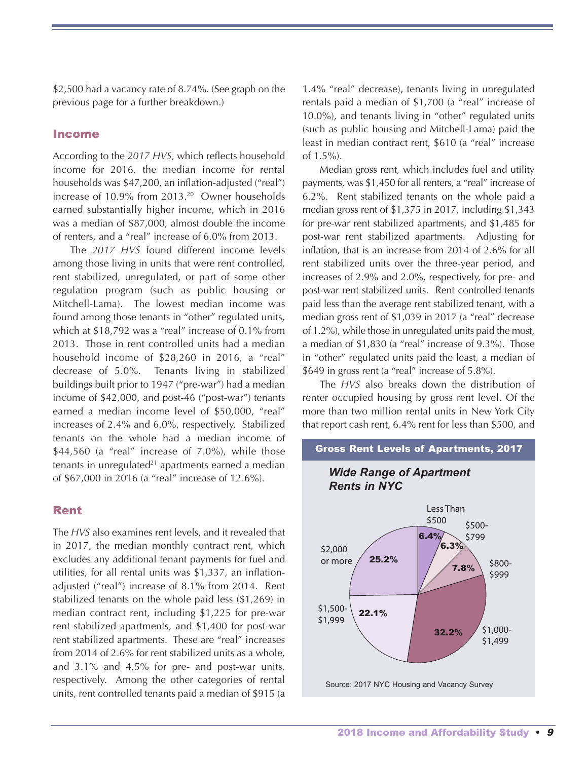$2,500 had a vacancy rate of 8.74%. (See graph on the previous page for a further breakdown.)

## Income

According to the *2017 HVS*, which reflects household income for 2016, the median income for rental households was $47,200, an inflation-adjusted ("real") increase of 10.9% from 2013.[20] Owner households earned substantially higher income, which in 2016 was a median of $87,000, almost double the income of renters, and a "real" increase of 6.0% from 2013.

The *2017 HVS* found different income levels among those living in units that were rent controlled, rent stabilized, unregulated, or part of some other regulation program (such as public housing or Mitchell-Lama). The lowest median income was found among those tenants in "other" regulated units, which at $18,792 was a "real" increase of 0.1% from 2013. Those in rent controlled units had a median household income of $28,260 in 2016, a "real" decrease of 5.0%. Tenants living in stabilized buildings built prior to 1947 ("pre-war") had a median income of $42,000, and post-46 ("post-war") tenants earned a median income level of $50,000, "real" increases of 2.4% and 6.0%, respectively. Stabilized tenants on the whole had a median income of $44,560 (a "real" increase of 7.0%), while those tenants in unregulated[21] apartments earned a median of $67,000 in 2016 (a "real" increase of 12.6%).

## Rent

The *HVS* also examines rent levels, and it revealed that in 2017, the median monthly contract rent, which excludes any additional tenant payments for fuel and utilities, for all rental units was $1,337, an inflation-adjusted ("real") increase of 8.1% from 2014. Rent stabilized tenants on the whole paid less ($1,269) in median contract rent, including $1,225 for pre-war rent stabilized apartments, and $1,400 for post-war rent stabilized apartments. These are "real" increases from 2014 of 2.6% for rent stabilized units as a whole, and 3.1% and 4.5% for pre- and post-war units, respectively. Among the other categories of rental units, rent controlled tenants paid a median of $915 (a 1.4% "real" decrease), tenants living in unregulated rentals paid a median of $1,700 (a "real" increase of 10.0%), and tenants living in "other" regulated units (such as public housing and Mitchell-Lama) paid the least in median contract rent, $610 (a "real" increase of 1.5%).

Median gross rent, which includes fuel and utility payments, was $1,450 for all renters, a "real" increase of 6.2%. Rent stabilized tenants on the whole paid a median gross rent of $1,375 in 2017, including $1,343 for pre-war rent stabilized apartments, and $1,485 for post-war rent stabilized apartments. Adjusting for inflation, that is an increase from 2014 of 2.6% for all rent stabilized units over the three-year period, and increases of 2.9% and 2.0%, respectively, for pre- and post-war rent stabilized units. Rent controlled tenants paid less than the average rent stabilized tenant, with a median gross rent of $1,039 in 2017 (a "real" decrease of 1.2%), while those in unregulated units paid the most, a median of $1,830 (a "real" increase of 9.3%). Those in "other" regulated units paid the least, a median of $649 in gross rent (a "real" increase of 5.8%).

The *HVS* also breaks down the distribution of renter occupied housing by gross rent level. Of the more than two million rental units in New York City that report cash rent, 6.4% rent for less than $500, and

**Gross Rent Levels of Apartments, 2017**

***Wide Range of Apartment Rents in NYC***

| Gross Rent | Share |
|---|---|
| Less Than $500 | 6.4% |
| $500-$799 | 6.3% |
| $800-$999 | 7.8% |
| $1,000-$1,499 | 32.2% |
| $1,500-$1,999 | 22.1% |
| $2,000 or more | 25.2% |

Source: 2017 NYC Housing and Vacancy Survey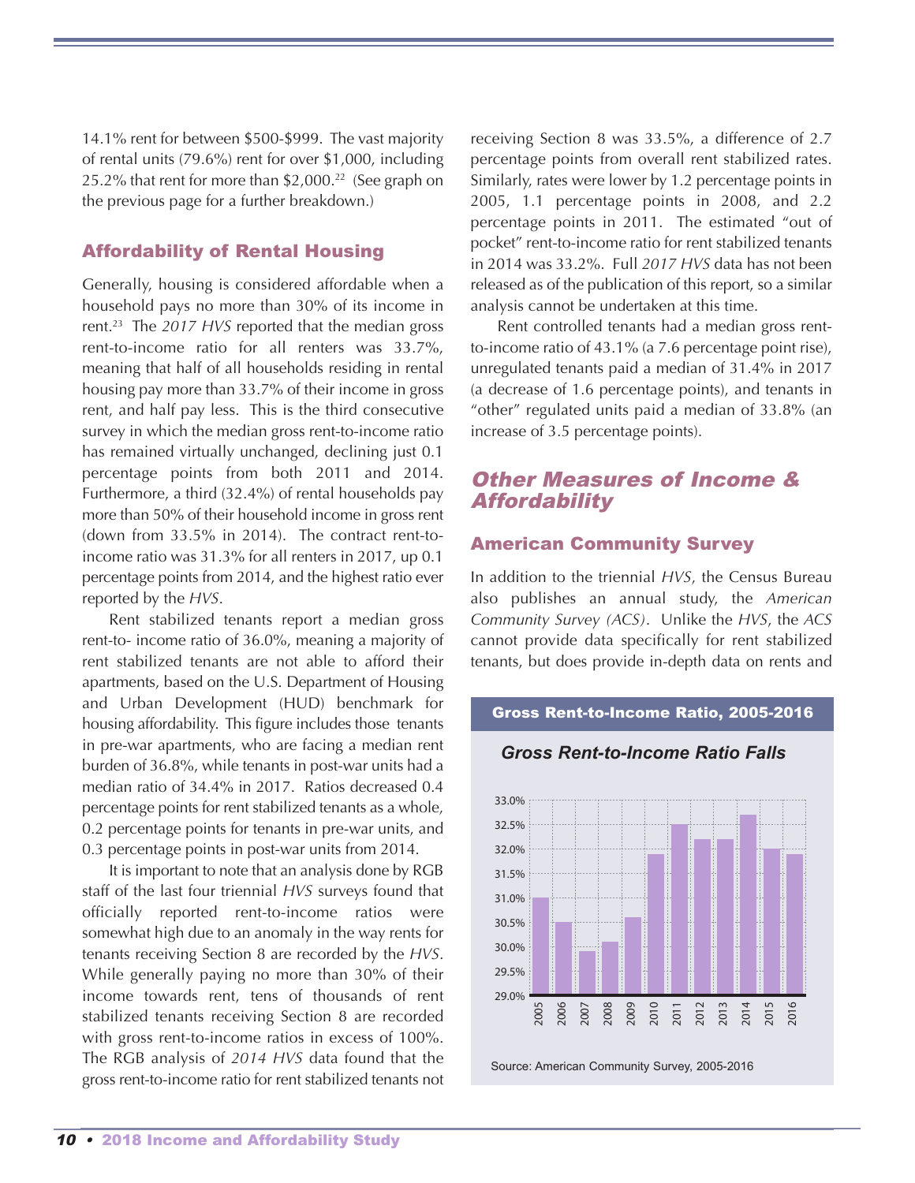14.1% rent for between $500-$999. The vast majority of rental units (79.6%) rent for over $1,000, including 25.2% that rent for more than $2,000.[22] (See graph on the previous page for a further breakdown.)

## Affordability of Rental Housing

Generally, housing is considered affordable when a household pays no more than 30% of its income in rent.[23] The *2017 HVS* reported that the median gross rent-to-income ratio for all renters was 33.7%, meaning that half of all households residing in rental housing pay more than 33.7% of their income in gross rent, and half pay less. This is the third consecutive survey in which the median gross rent-to-income ratio has remained virtually unchanged, declining just 0.1 percentage points from both 2011 and 2014. Furthermore, a third (32.4%) of rental households pay more than 50% of their household income in gross rent (down from 33.5% in 2014). The contract rent-to-income ratio was 31.3% for all renters in 2017, up 0.1 percentage points from 2014, and the highest ratio ever reported by the *HVS*.

Rent stabilized tenants report a median gross rent-to- income ratio of 36.0%, meaning a majority of rent stabilized tenants are not able to afford their apartments, based on the U.S. Department of Housing and Urban Development (HUD) benchmark for housing affordability. This figure includes those tenants in pre-war apartments, who are facing a median rent burden of 36.8%, while tenants in post-war units had a median ratio of 34.4% in 2017. Ratios decreased 0.4 percentage points for rent stabilized tenants as a whole, 0.2 percentage points for tenants in pre-war units, and 0.3 percentage points in post-war units from 2014.

It is important to note that an analysis done by RGB staff of the last four triennial *HVS* surveys found that officially reported rent-to-income ratios were somewhat high due to an anomaly in the way rents for tenants receiving Section 8 are recorded by the *HVS*. While generally paying no more than 30% of their income towards rent, tens of thousands of rent stabilized tenants receiving Section 8 are recorded with gross rent-to-income ratios in excess of 100%. The RGB analysis of *2014 HVS* data found that the gross rent-to-income ratio for rent stabilized tenants not receiving Section 8 was 33.5%, a difference of 2.7 percentage points from overall rent stabilized rates. Similarly, rates were lower by 1.2 percentage points in 2005, 1.1 percentage points in 2008, and 2.2 percentage points in 2011. The estimated "out of pocket" rent-to-income ratio for rent stabilized tenants in 2014 was 33.2%. Full *2017 HVS* data has not been released as of the publication of this report, so a similar analysis cannot be undertaken at this time.

Rent controlled tenants had a median gross rent-to-income ratio of 43.1% (a 7.6 percentage point rise), unregulated tenants paid a median of 31.4% in 2017 (a decrease of 1.6 percentage points), and tenants in "other" regulated units paid a median of 33.8% (an increase of 3.5 percentage points).

## *Other Measures of Income & Affordability*

### American Community Survey

In addition to the triennial *HVS*, the Census Bureau also publishes an annual study, the *American Community Survey (ACS)*. Unlike the *HVS*, the *ACS* cannot provide data specifically for rent stabilized tenants, but does provide in-depth data on rents and

**Gross Rent-to-Income Ratio, 2005-2016**

*Gross Rent-to-Income Ratio Falls*

| Year | Gross Rent-to-Income Ratio |
|---|---|
| 2005 | 31.0% |
| 2006 | 30.5% |
| 2007 | 29.9% |
| 2008 | 30.1% |
| 2009 | 30.6% |
| 2010 | 31.9% |
| 2011 | 32.5% |
| 2012 | 32.2% |
| 2013 | 32.2% |
| 2014 | 32.7% |
| 2015 | 32.0% |
| 2016 | 31.9% |

Source: American Community Survey, 2005-2016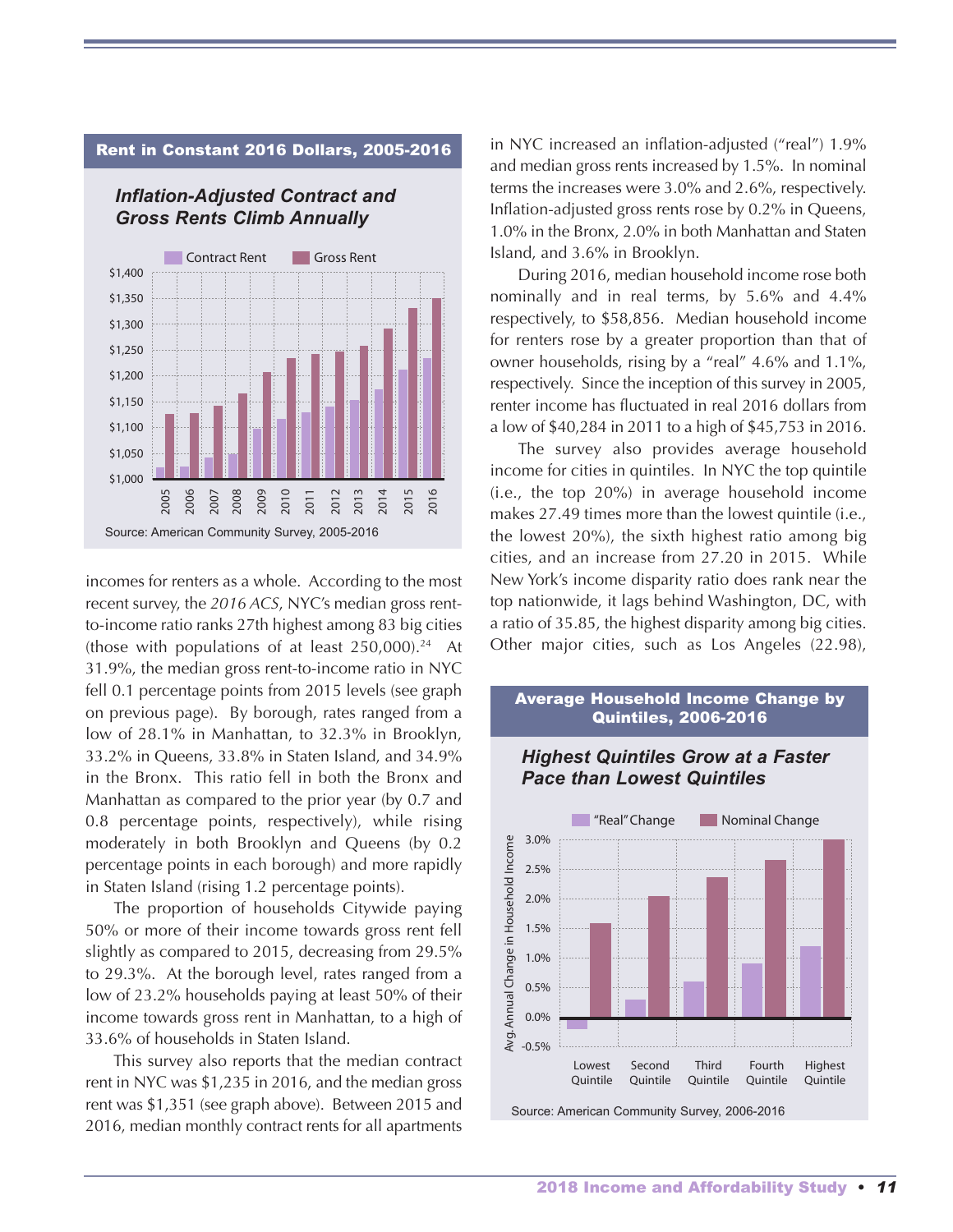## Rent in Constant 2016 Dollars, 2005-2016

### *Inflation-Adjusted Contract and Gross Rents Climb Annually*

Source: American Community Survey, 2005-2016

incomes for renters as a whole. According to the most recent survey, the *2016 ACS*, NYC's median gross rent-to-income ratio ranks 27th highest among 83 big cities (those with populations of at least 250,000).[24] At 31.9%, the median gross rent-to-income ratio in NYC fell 0.1 percentage points from 2015 levels (see graph on previous page). By borough, rates ranged from a low of 28.1% in Manhattan, to 32.3% in Brooklyn, 33.2% in Queens, 33.8% in Staten Island, and 34.9% in the Bronx. This ratio fell in both the Bronx and Manhattan as compared to the prior year (by 0.7 and 0.8 percentage points, respectively), while rising moderately in both Brooklyn and Queens (by 0.2 percentage points in each borough) and more rapidly in Staten Island (rising 1.2 percentage points).

The proportion of households Citywide paying 50% or more of their income towards gross rent fell slightly as compared to 2015, decreasing from 29.5% to 29.3%. At the borough level, rates ranged from a low of 23.2% households paying at least 50% of their income towards gross rent in Manhattan, to a high of 33.6% of households in Staten Island.

This survey also reports that the median contract rent in NYC was $1,235 in 2016, and the median gross rent was $1,351 (see graph above). Between 2015 and 2016, median monthly contract rents for all apartments in NYC increased an inflation-adjusted ("real") 1.9% and median gross rents increased by 1.5%. In nominal terms the increases were 3.0% and 2.6%, respectively. Inflation-adjusted gross rents rose by 0.2% in Queens, 1.0% in the Bronx, 2.0% in both Manhattan and Staten Island, and 3.6% in Brooklyn.

During 2016, median household income rose both nominally and in real terms, by 5.6% and 4.4% respectively, to $58,856. Median household income for renters rose by a greater proportion than that of owner households, rising by a "real" 4.6% and 1.1%, respectively. Since the inception of this survey in 2005, renter income has fluctuated in real 2016 dollars from a low of $40,284 in 2011 to a high of $45,753 in 2016.

The survey also provides average household income for cities in quintiles. In NYC the top quintile (i.e., the top 20%) in average household income makes 27.49 times more than the lowest quintile (i.e., the lowest 20%), the sixth highest ratio among big cities, and an increase from 27.20 in 2015. While New York's income disparity ratio does rank near the top nationwide, it lags behind Washington, DC, with a ratio of 35.85, the highest disparity among big cities. Other major cities, such as Los Angeles (22.98),

## Average Household Income Change by Quintiles, 2006-2016

### *Highest Quintiles Grow at a Faster Pace than Lowest Quintiles*

Source: American Community Survey, 2006-2016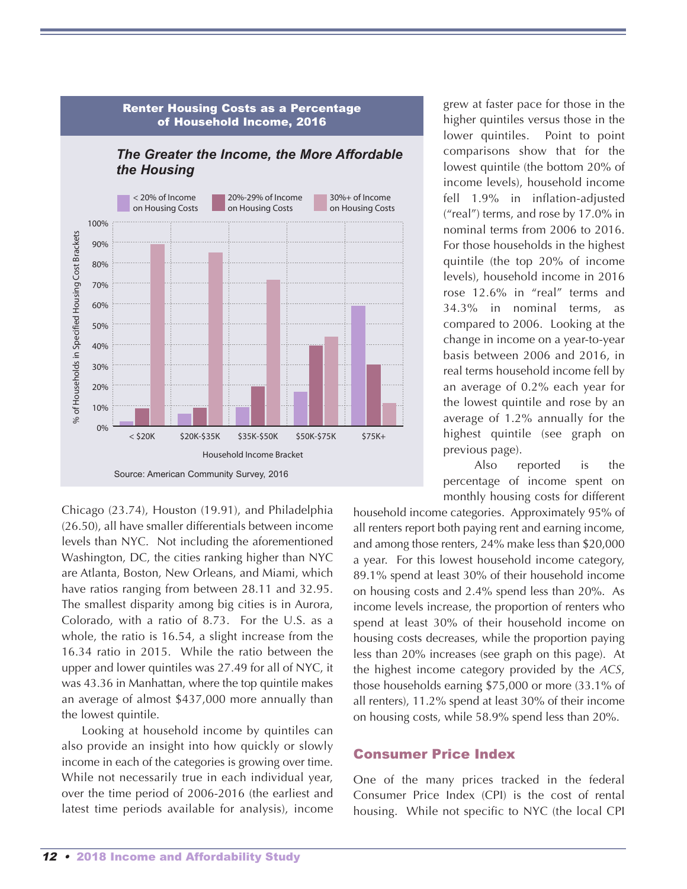**Renter Housing Costs as a Percentage of Household Income, 2016**

***The Greater the Income, the More Affordable the Housing***

Source: American Community Survey, 2016

Chicago (23.74), Houston (19.91), and Philadelphia (26.50), all have smaller differentials between income levels than NYC. Not including the aforementioned Washington, DC, the cities ranking higher than NYC are Atlanta, Boston, New Orleans, and Miami, which have ratios ranging from between 28.11 and 32.95. The smallest disparity among big cities is in Aurora, Colorado, with a ratio of 8.73. For the U.S. as a whole, the ratio is 16.54, a slight increase from the 16.34 ratio in 2015. While the ratio between the upper and lower quintiles was 27.49 for all of NYC, it was 43.36 in Manhattan, where the top quintile makes an average of almost $437,000 more annually than the lowest quintile.

Looking at household income by quintiles can also provide an insight into how quickly or slowly income in each of the categories is growing over time. While not necessarily true in each individual year, over the time period of 2006-2016 (the earliest and latest time periods available for analysis), income grew at faster pace for those in the higher quintiles versus those in the lower quintiles. Point to point comparisons show that for the lowest quintile (the bottom 20% of income levels), household income fell 1.9% in inflation-adjusted ("real") terms, and rose by 17.0% in nominal terms from 2006 to 2016. For those households in the highest quintile (the top 20% of income levels), household income in 2016 rose 12.6% in "real" terms and 34.3% in nominal terms, as compared to 2006. Looking at the change in income on a year-to-year basis between 2006 and 2016, in real terms household income fell by an average of 0.2% each year for the lowest quintile and rose by an average of 1.2% annually for the highest quintile (see graph on previous page).

Also reported is the percentage of income spent on monthly housing costs for different household income categories. Approximately 95% of all renters report both paying rent and earning income, and among those renters, 24% make less than $20,000 a year. For this lowest household income category, 89.1% spend at least 30% of their household income on housing costs and 2.4% spend less than 20%. As income levels increase, the proportion of renters who spend at least 30% of their household income on housing costs decreases, while the proportion paying less than 20% increases (see graph on this page). At the highest income category provided by the *ACS*, those households earning $75,000 or more (33.1% of all renters), 11.2% spend at least 30% of their income on housing costs, while 58.9% spend less than 20%.

## Consumer Price Index

One of the many prices tracked in the federal Consumer Price Index (CPI) is the cost of rental housing. While not specific to NYC (the local CPI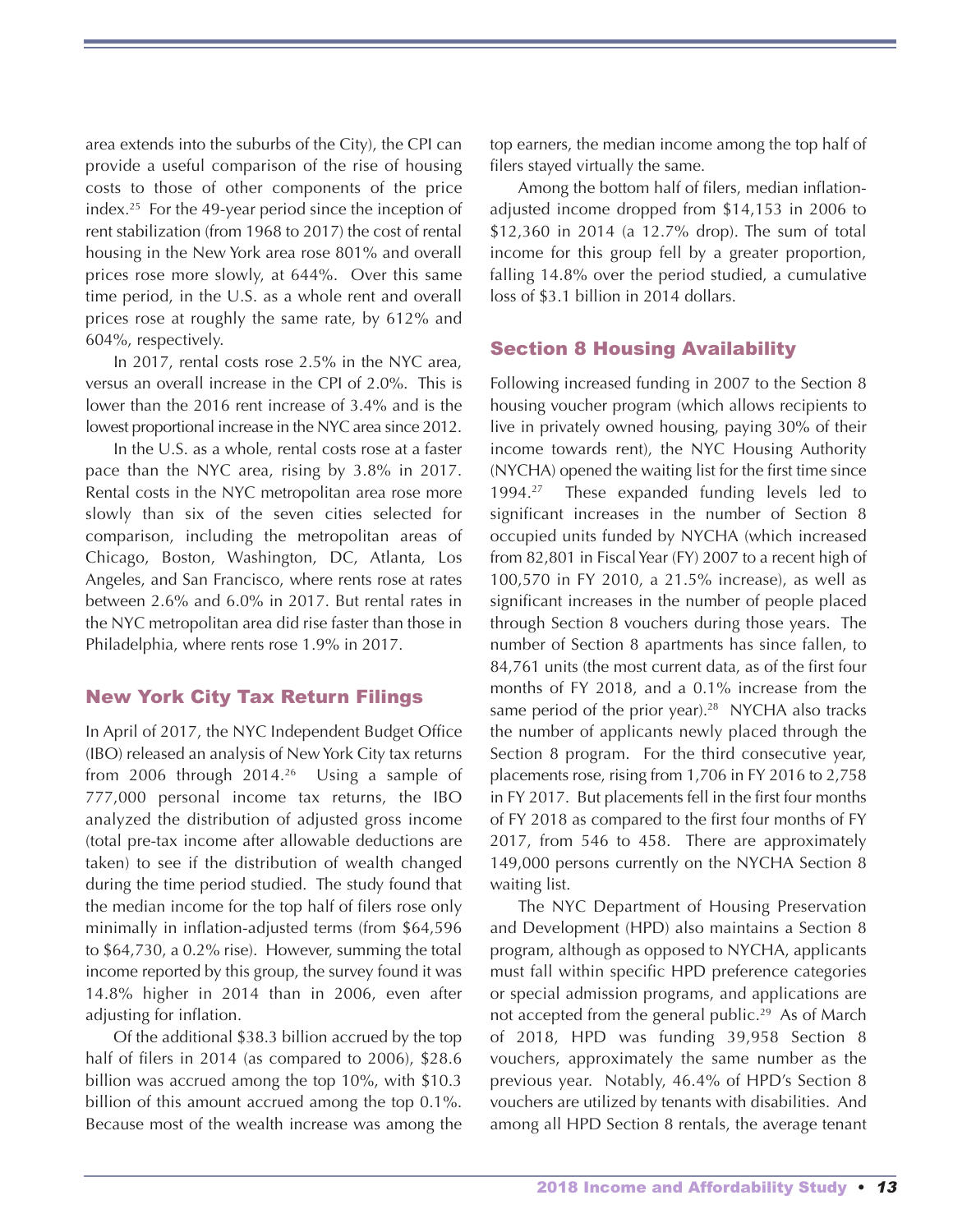area extends into the suburbs of the City), the CPI can provide a useful comparison of the rise of housing costs to those of other components of the price index.[25] For the 49-year period since the inception of rent stabilization (from 1968 to 2017) the cost of rental housing in the New York area rose 801% and overall prices rose more slowly, at 644%. Over this same time period, in the U.S. as a whole rent and overall prices rose at roughly the same rate, by 612% and 604%, respectively.

In 2017, rental costs rose 2.5% in the NYC area, versus an overall increase in the CPI of 2.0%. This is lower than the 2016 rent increase of 3.4% and is the lowest proportional increase in the NYC area since 2012.

In the U.S. as a whole, rental costs rose at a faster pace than the NYC area, rising by 3.8% in 2017. Rental costs in the NYC metropolitan area rose more slowly than six of the seven cities selected for comparison, including the metropolitan areas of Chicago, Boston, Washington, DC, Atlanta, Los Angeles, and San Francisco, where rents rose at rates between 2.6% and 6.0% in 2017. But rental rates in the NYC metropolitan area did rise faster than those in Philadelphia, where rents rose 1.9% in 2017.

## New York City Tax Return Filings

In April of 2017, the NYC Independent Budget Office (IBO) released an analysis of New York City tax returns from 2006 through 2014.[26] Using a sample of 777,000 personal income tax returns, the IBO analyzed the distribution of adjusted gross income (total pre-tax income after allowable deductions are taken) to see if the distribution of wealth changed during the time period studied. The study found that the median income for the top half of filers rose only minimally in inflation-adjusted terms (from $64,596 to $64,730, a 0.2% rise). However, summing the total income reported by this group, the survey found it was 14.8% higher in 2014 than in 2006, even after adjusting for inflation.

Of the additional $38.3 billion accrued by the top half of filers in 2014 (as compared to 2006), $28.6 billion was accrued among the top 10%, with $10.3 billion of this amount accrued among the top 0.1%. Because most of the wealth increase was among the top earners, the median income among the top half of filers stayed virtually the same.

Among the bottom half of filers, median inflation-adjusted income dropped from $14,153 in 2006 to $12,360 in 2014 (a 12.7% drop). The sum of total income for this group fell by a greater proportion, falling 14.8% over the period studied, a cumulative loss of $3.1 billion in 2014 dollars.

## Section 8 Housing Availability

Following increased funding in 2007 to the Section 8 housing voucher program (which allows recipients to live in privately owned housing, paying 30% of their income towards rent), the NYC Housing Authority (NYCHA) opened the waiting list for the first time since 1994.[27] These expanded funding levels led to significant increases in the number of Section 8 occupied units funded by NYCHA (which increased from 82,801 in Fiscal Year (FY) 2007 to a recent high of 100,570 in FY 2010, a 21.5% increase), as well as significant increases in the number of people placed through Section 8 vouchers during those years. The number of Section 8 apartments has since fallen, to 84,761 units (the most current data, as of the first four months of FY 2018, and a 0.1% increase from the same period of the prior year).[28] NYCHA also tracks the number of applicants newly placed through the Section 8 program. For the third consecutive year, placements rose, rising from 1,706 in FY 2016 to 2,758 in FY 2017. But placements fell in the first four months of FY 2018 as compared to the first four months of FY 2017, from 546 to 458. There are approximately 149,000 persons currently on the NYCHA Section 8 waiting list.

The NYC Department of Housing Preservation and Development (HPD) also maintains a Section 8 program, although as opposed to NYCHA, applicants must fall within specific HPD preference categories or special admission programs, and applications are not accepted from the general public.[29] As of March of 2018, HPD was funding 39,958 Section 8 vouchers, approximately the same number as the previous year. Notably, 46.4% of HPD's Section 8 vouchers are utilized by tenants with disabilities. And among all HPD Section 8 rentals, the average tenant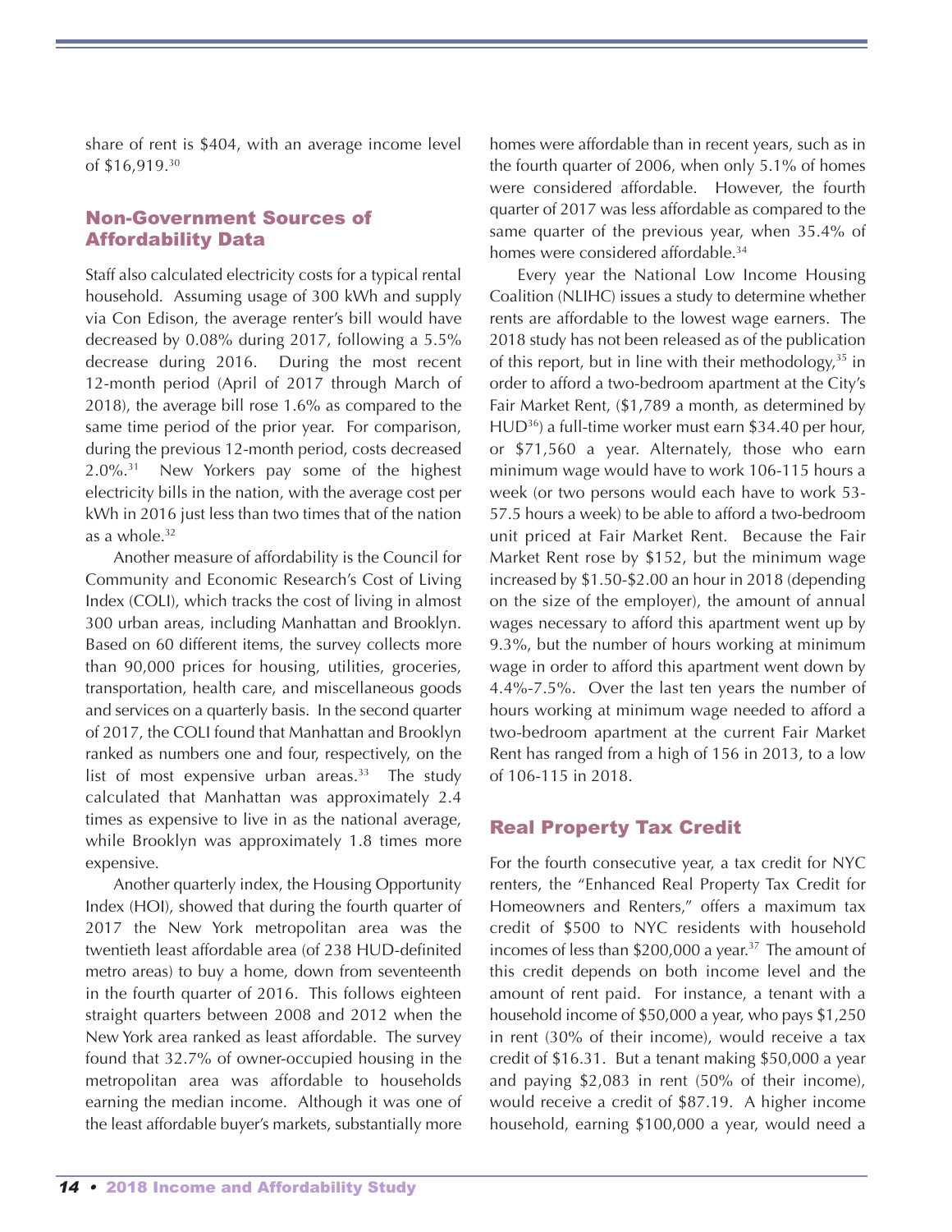share of rent is $404, with an average income level of $16,919.[30]

## Non-Government Sources of Affordability Data

Staff also calculated electricity costs for a typical rental household. Assuming usage of 300 kWh and supply via Con Edison, the average renter's bill would have decreased by 0.08% during 2017, following a 5.5% decrease during 2016. During the most recent 12-month period (April of 2017 through March of 2018), the average bill rose 1.6% as compared to the same time period of the prior year. For comparison, during the previous 12-month period, costs decreased 2.0%.[31] New Yorkers pay some of the highest electricity bills in the nation, with the average cost per kWh in 2016 just less than two times that of the nation as a whole.[32]

Another measure of affordability is the Council for Community and Economic Research's Cost of Living Index (COLI), which tracks the cost of living in almost 300 urban areas, including Manhattan and Brooklyn. Based on 60 different items, the survey collects more than 90,000 prices for housing, utilities, groceries, transportation, health care, and miscellaneous goods and services on a quarterly basis. In the second quarter of 2017, the COLI found that Manhattan and Brooklyn ranked as numbers one and four, respectively, on the list of most expensive urban areas.[33] The study calculated that Manhattan was approximately 2.4 times as expensive to live in as the national average, while Brooklyn was approximately 1.8 times more expensive.

Another quarterly index, the Housing Opportunity Index (HOI), showed that during the fourth quarter of 2017 the New York metropolitan area was the twentieth least affordable area (of 238 HUD-definited metro areas) to buy a home, down from seventeenth in the fourth quarter of 2016. This follows eighteen straight quarters between 2008 and 2012 when the New York area ranked as least affordable. The survey found that 32.7% of owner-occupied housing in the metropolitan area was affordable to households earning the median income. Although it was one of the least affordable buyer's markets, substantially more homes were affordable than in recent years, such as in the fourth quarter of 2006, when only 5.1% of homes were considered affordable. However, the fourth quarter of 2017 was less affordable as compared to the same quarter of the previous year, when 35.4% of homes were considered affordable.[34]

Every year the National Low Income Housing Coalition (NLIHC) issues a study to determine whether rents are affordable to the lowest wage earners. The 2018 study has not been released as of the publication of this report, but in line with their methodology,[35] in order to afford a two-bedroom apartment at the City's Fair Market Rent, ($1,789 a month, as determined by HUD[36]) a full-time worker must earn $34.40 per hour, or $71,560 a year. Alternately, those who earn minimum wage would have to work 106-115 hours a week (or two persons would each have to work 53-57.5 hours a week) to be able to afford a two-bedroom unit priced at Fair Market Rent. Because the Fair Market Rent rose by $152, but the minimum wage increased by $1.50-$2.00 an hour in 2018 (depending on the size of the employer), the amount of annual wages necessary to afford this apartment went up by 9.3%, but the number of hours working at minimum wage in order to afford this apartment went down by 4.4%-7.5%. Over the last ten years the number of hours working at minimum wage needed to afford a two-bedroom apartment at the current Fair Market Rent has ranged from a high of 156 in 2013, to a low of 106-115 in 2018.

## Real Property Tax Credit

For the fourth consecutive year, a tax credit for NYC renters, the "Enhanced Real Property Tax Credit for Homeowners and Renters," offers a maximum tax credit of $500 to NYC residents with household incomes of less than $200,000 a year.[37] The amount of this credit depends on both income level and the amount of rent paid. For instance, a tenant with a household income of $50,000 a year, who pays $1,250 in rent (30% of their income), would receive a tax credit of $16.31. But a tenant making $50,000 a year and paying $2,083 in rent (50% of their income), would receive a credit of $87.19. A higher income household, earning $100,000 a year, would need a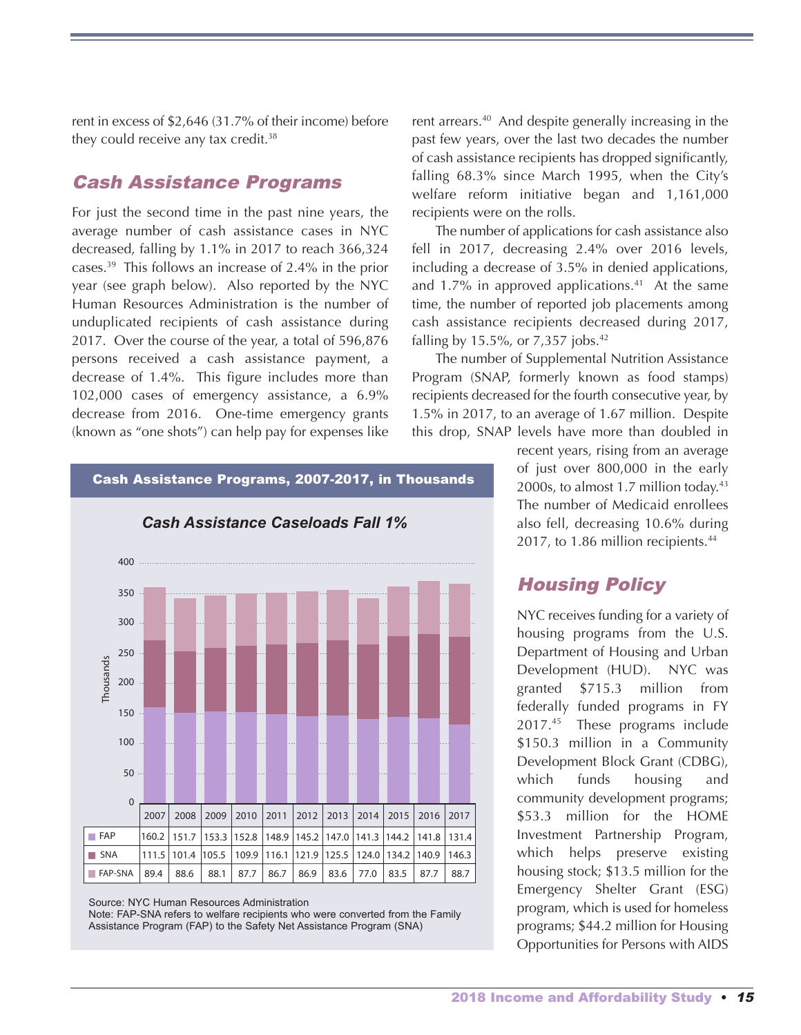rent in excess of $2,646 (31.7% of their income) before they could receive any tax credit.[38]

## Cash Assistance Programs

For just the second time in the past nine years, the average number of cash assistance cases in NYC decreased, falling by 1.1% in 2017 to reach 366,324 cases.[39] This follows an increase of 2.4% in the prior year (see graph below). Also reported by the NYC Human Resources Administration is the number of unduplicated recipients of cash assistance during 2017. Over the course of the year, a total of 596,876 persons received a cash assistance payment, a decrease of 1.4%. This figure includes more than 102,000 cases of emergency assistance, a 6.9% decrease from 2016. One-time emergency grants (known as "one shots") can help pay for expenses like rent arrears.[40] And despite generally increasing in the past few years, over the last two decades the number of cash assistance recipients has dropped significantly, falling 68.3% since March 1995, when the City's welfare reform initiative began and 1,161,000 recipients were on the rolls.

The number of applications for cash assistance also fell in 2017, decreasing 2.4% over 2016 levels, including a decrease of 3.5% in denied applications, and 1.7% in approved applications.[41] At the same time, the number of reported job placements among cash assistance recipients decreased during 2017, falling by 15.5%, or 7,357 jobs.[42]

The number of Supplemental Nutrition Assistance Program (SNAP, formerly known as food stamps) recipients decreased for the fourth consecutive year, by 1.5% in 2017, to an average of 1.67 million. Despite this drop, SNAP levels have more than doubled in recent years, rising from an average of just over 800,000 in the early 2000s, to almost 1.7 million today.[43] The number of Medicaid enrollees also fell, decreasing 10.6% during 2017, to 1.86 million recipients.[44]

**Cash Assistance Programs, 2007-2017, in Thousands**

***Cash Assistance Caseloads Fall 1%***

| | 2007 | 2008 | 2009 | 2010 | 2011 | 2012 | 2013 | 2014 | 2015 | 2016 | 2017 |
|---|---|---|---|---|---|---|---|---|---|---|---|
| FAP | 160.2 | 151.7 | 153.3 | 152.8 | 148.9 | 145.2 | 147.0 | 141.3 | 144.2 | 141.8 | 131.4 |
| SNA | 111.5 | 101.4 | 105.5 | 109.9 | 116.1 | 121.9 | 125.5 | 124.0 | 134.2 | 140.9 | 146.3 |
| FAP-SNA | 89.4 | 88.6 | 88.1 | 87.7 | 86.7 | 86.9 | 83.6 | 77.0 | 83.5 | 87.7 | 88.7 |

Source: NYC Human Resources Administration
Note: FAP-SNA refers to welfare recipients who were converted from the Family Assistance Program (FAP) to the Safety Net Assistance Program (SNA)

## Housing Policy

NYC receives funding for a variety of housing programs from the U.S. Department of Housing and Urban Development (HUD). NYC was granted $715.3 million from federally funded programs in FY 2017.[45] These programs include $150.3 million in a Community Development Block Grant (CDBG), which funds housing and community development programs; $53.3 million for the HOME Investment Partnership Program, which helps preserve existing housing stock; $13.5 million for the Emergency Shelter Grant (ESG) program, which is used for homeless programs; $44.2 million for Housing Opportunities for Persons with AIDS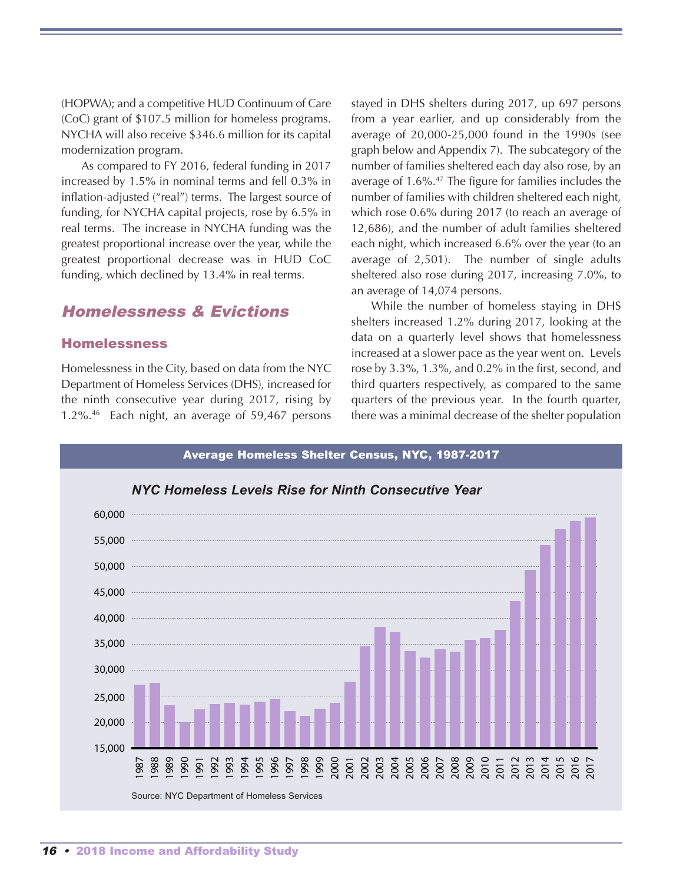(HOPWA); and a competitive HUD Continuum of Care (CoC) grant of $107.5 million for homeless programs. NYCHA will also receive $346.6 million for its capital modernization program.

As compared to FY 2016, federal funding in 2017 increased by 1.5% in nominal terms and fell 0.3% in inflation-adjusted ("real") terms. The largest source of funding, for NYCHA capital projects, rose by 6.5% in real terms. The increase in NYCHA funding was the greatest proportional increase over the year, while the greatest proportional decrease was in HUD CoC funding, which declined by 13.4% in real terms.

## *Homelessness & Evictions*

### Homelessness

Homelessness in the City, based on data from the NYC Department of Homeless Services (DHS), increased for the ninth consecutive year during 2017, rising by 1.2%.[46] Each night, an average of 59,467 persons stayed in DHS shelters during 2017, up 697 persons from a year earlier, and up considerably from the average of 20,000-25,000 found in the 1990s (see graph below and Appendix 7). The subcategory of the number of families sheltered each day also rose, by an average of 1.6%.[47] The figure for families includes the number of families with children sheltered each night, which rose 0.6% during 2017 (to reach an average of 12,686), and the number of adult families sheltered each night, which increased 6.6% over the year (to an average of 2,501). The number of single adults sheltered also rose during 2017, increasing 7.0%, to an average of 14,074 persons.

While the number of homeless staying in DHS shelters increased 1.2% during 2017, looking at the data on a quarterly level shows that homelessness increased at a slower pace as the year went on. Levels rose by 3.3%, 1.3%, and 0.2% in the first, second, and third quarters respectively, as compared to the same quarters of the previous year. In the fourth quarter, there was a minimal decrease of the shelter population

**Average Homeless Shelter Census, NYC, 1987-2017**

*NYC Homeless Levels Rise for Ninth Consecutive Year*

Source: NYC Department of Homeless Services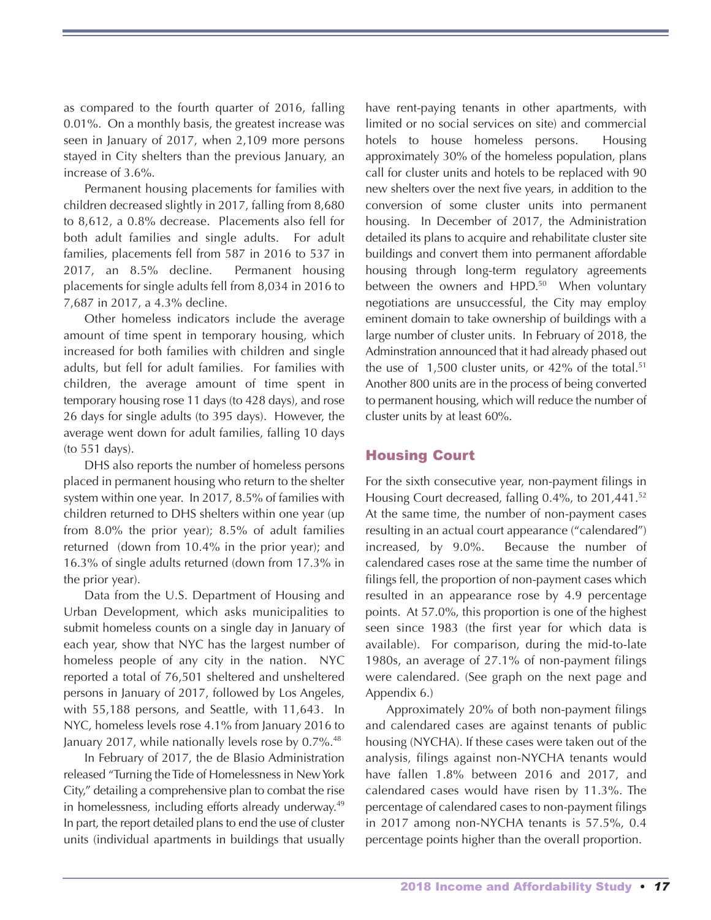as compared to the fourth quarter of 2016, falling 0.01%. On a monthly basis, the greatest increase was seen in January of 2017, when 2,109 more persons stayed in City shelters than the previous January, an increase of 3.6%.

Permanent housing placements for families with children decreased slightly in 2017, falling from 8,680 to 8,612, a 0.8% decrease. Placements also fell for both adult families and single adults. For adult families, placements fell from 587 in 2016 to 537 in 2017, an 8.5% decline. Permanent housing placements for single adults fell from 8,034 in 2016 to 7,687 in 2017, a 4.3% decline.

Other homeless indicators include the average amount of time spent in temporary housing, which increased for both families with children and single adults, but fell for adult families. For families with children, the average amount of time spent in temporary housing rose 11 days (to 428 days), and rose 26 days for single adults (to 395 days). However, the average went down for adult families, falling 10 days (to 551 days).

DHS also reports the number of homeless persons placed in permanent housing who return to the shelter system within one year. In 2017, 8.5% of families with children returned to DHS shelters within one year (up from 8.0% the prior year); 8.5% of adult families returned (down from 10.4% in the prior year); and 16.3% of single adults returned (down from 17.3% in the prior year).

Data from the U.S. Department of Housing and Urban Development, which asks municipalities to submit homeless counts on a single day in January of each year, show that NYC has the largest number of homeless people of any city in the nation. NYC reported a total of 76,501 sheltered and unsheltered persons in January of 2017, followed by Los Angeles, with 55,188 persons, and Seattle, with 11,643. In NYC, homeless levels rose 4.1% from January 2016 to January 2017, while nationally levels rose by 0.7%.[48]

In February of 2017, the de Blasio Administration released "Turning the Tide of Homelessness in New York City," detailing a comprehensive plan to combat the rise in homelessness, including efforts already underway.[49] In part, the report detailed plans to end the use of cluster units (individual apartments in buildings that usually have rent-paying tenants in other apartments, with limited or no social services on site) and commercial hotels to house homeless persons. Housing approximately 30% of the homeless population, plans call for cluster units and hotels to be replaced with 90 new shelters over the next five years, in addition to the conversion of some cluster units into permanent housing. In December of 2017, the Administration detailed its plans to acquire and rehabilitate cluster site buildings and convert them into permanent affordable housing through long-term regulatory agreements between the owners and HPD.[50] When voluntary negotiations are unsuccessful, the City may employ eminent domain to take ownership of buildings with a large number of cluster units. In February of 2018, the Adminstration announced that it had already phased out the use of 1,500 cluster units, or 42% of the total.[51] Another 800 units are in the process of being converted to permanent housing, which will reduce the number of cluster units by at least 60%.

## Housing Court

For the sixth consecutive year, non-payment filings in Housing Court decreased, falling 0.4%, to 201,441.[52] At the same time, the number of non-payment cases resulting in an actual court appearance ("calendared") increased, by 9.0%. Because the number of calendared cases rose at the same time the number of filings fell, the proportion of non-payment cases which resulted in an appearance rose by 4.9 percentage points. At 57.0%, this proportion is one of the highest seen since 1983 (the first year for which data is available). For comparison, during the mid-to-late 1980s, an average of 27.1% of non-payment filings were calendared. (See graph on the next page and Appendix 6.)

Approximately 20% of both non-payment filings and calendared cases are against tenants of public housing (NYCHA). If these cases were taken out of the analysis, filings against non-NYCHA tenants would have fallen 1.8% between 2016 and 2017, and calendared cases would have risen by 11.3%. The percentage of calendared cases to non-payment filings in 2017 among non-NYCHA tenants is 57.5%, 0.4 percentage points higher than the overall proportion.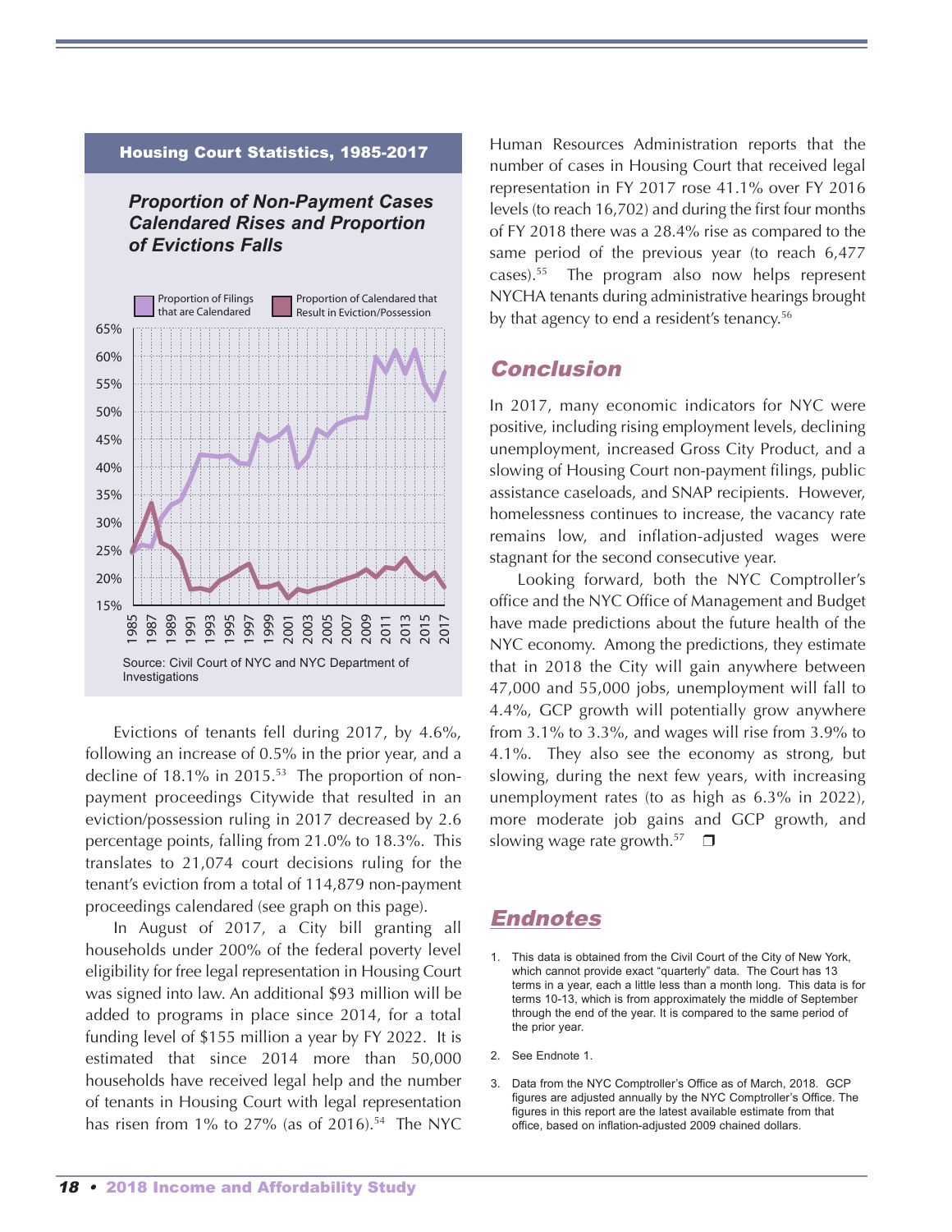**Housing Court Statistics, 1985-2017**

***Proportion of Non-Payment Cases Calendared Rises and Proportion of Evictions Falls***

Proportion of Filings that are Calendared | Proportion of Calendared that Result in Eviction/Possession

Source: Civil Court of NYC and NYC Department of Investigations

Evictions of tenants fell during 2017, by 4.6%, following an increase of 0.5% in the prior year, and a decline of 18.1% in 2015.[53] The proportion of non-payment proceedings Citywide that resulted in an eviction/possession ruling in 2017 decreased by 2.6 percentage points, falling from 21.0% to 18.3%. This translates to 21,074 court decisions ruling for the tenant's eviction from a total of 114,879 non-payment proceedings calendared (see graph on this page).

In August of 2017, a City bill granting all households under 200% of the federal poverty level eligibility for free legal representation in Housing Court was signed into law. An additional $93 million will be added to programs in place since 2014, for a total funding level of $155 million a year by FY 2022. It is estimated that since 2014 more than 50,000 households have received legal help and the number of tenants in Housing Court with legal representation has risen from 1% to 27% (as of 2016).[54] The NYC Human Resources Administration reports that the number of cases in Housing Court that received legal representation in FY 2017 rose 41.1% over FY 2016 levels (to reach 16,702) and during the first four months of FY 2018 there was a 28.4% rise as compared to the same period of the previous year (to reach 6,477 cases).[55] The program also now helps represent NYCHA tenants during administrative hearings brought by that agency to end a resident's tenancy.[56]

## Conclusion

In 2017, many economic indicators for NYC were positive, including rising employment levels, declining unemployment, increased Gross City Product, and a slowing of Housing Court non-payment filings, public assistance caseloads, and SNAP recipients. However, homelessness continues to increase, the vacancy rate remains low, and inflation-adjusted wages were stagnant for the second consecutive year.

Looking forward, both the NYC Comptroller's office and the NYC Office of Management and Budget have made predictions about the future health of the NYC economy. Among the predictions, they estimate that in 2018 the City will gain anywhere between 47,000 and 55,000 jobs, unemployment will fall to 4.4%, GCP growth will potentially grow anywhere from 3.1% to 3.3%, and wages will rise from 3.9% to 4.1%. They also see the economy as strong, but slowing, during the next few years, with increasing unemployment rates (to as high as 6.3% in 2022), more moderate job gains and GCP growth, and slowing wage rate growth.[57] ❒

## Endnotes

1. This data is obtained from the Civil Court of the City of New York, which cannot provide exact "quarterly" data. The Court has 13 terms in a year, each a little less than a month long. This data is for terms 10-13, which is from approximately the middle of September through the end of the year. It is compared to the same period of the prior year.
2. See Endnote 1.
3. Data from the NYC Comptroller's Office as of March, 2018. GCP figures are adjusted annually by the NYC Comptroller's Office. The figures in this report are the latest available estimate from that office, based on inflation-adjusted 2009 chained dollars.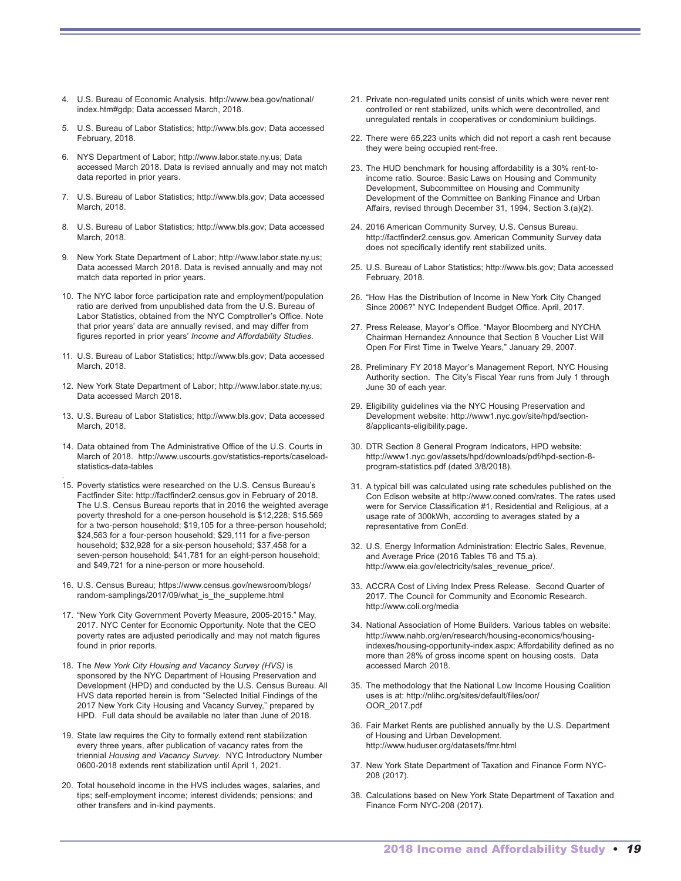4. U.S. Bureau of Economic Analysis. http://www.bea.gov/national/index.htm#gdp; Data accessed March, 2018.

5. U.S. Bureau of Labor Statistics; http://www.bls.gov; Data accessed February, 2018.

6. NYS Department of Labor; http://www.labor.state.ny.us; Data accessed March 2018. Data is revised annually and may not match data reported in prior years.

7. U.S. Bureau of Labor Statistics; http://www.bls.gov; Data accessed March, 2018.

8. U.S. Bureau of Labor Statistics; http://www.bls.gov; Data accessed March, 2018.

9. New York State Department of Labor; http://www.labor.state.ny.us; Data accessed March 2018. Data is revised annually and may not match data reported in prior years.

10. The NYC labor force participation rate and employment/population ratio are derived from unpublished data from the U.S. Bureau of Labor Statistics, obtained from the NYC Comptroller's Office. Note that prior years' data are annually revised, and may differ from figures reported in prior years' *Income and Affordability Studies*.

11. U.S. Bureau of Labor Statistics; http://www.bls.gov; Data accessed March, 2018.

12. New York State Department of Labor; http://www.labor.state.ny.us; Data accessed March 2018.

13. U.S. Bureau of Labor Statistics; http://www.bls.gov; Data accessed March, 2018.

14. Data obtained from The Administrative Office of the U.S. Courts in March of 2018. http://www.uscourts.gov/statistics-reports/caseload-statistics-data-tables

15. Poverty statistics were researched on the U.S. Census Bureau's Factfinder Site: http://factfinder2.census.gov in February of 2018. The U.S. Census Bureau reports that in 2016 the weighted average poverty threshold for a one-person household is $12,228; $15,569 for a two-person household; $19,105 for a three-person household; $24,563 for a four-person household; $29,111 for a five-person household; $32,928 for a six-person household; $37,458 for a seven-person household; $41,781 for an eight-person household; and $49,721 for a nine-person or more household.

16. U.S. Census Bureau; https://www.census.gov/newsroom/blogs/random-samplings/2017/09/what_is_the_suppleme.html

17. "New York City Government Poverty Measure, 2005-2015." May, 2017. NYC Center for Economic Opportunity. Note that the CEO poverty rates are adjusted periodically and may not match figures found in prior reports.

18. The *New York City Housing and Vacancy Survey (HVS)* is sponsored by the NYC Department of Housing Preservation and Development (HPD) and conducted by the U.S. Census Bureau. All HVS data reported herein is from "Selected Initial Findings of the 2017 New York City Housing and Vacancy Survey," prepared by HPD. Full data should be available no later than June of 2018.

19. State law requires the City to formally extend rent stabilization every three years, after publication of vacancy rates from the triennial *Housing and Vacancy Survey*. NYC Introductory Number 0600-2018 extends rent stabilization until April 1, 2021.

20. Total household income in the HVS includes wages, salaries, and tips; self-employment income; interest dividends; pensions; and other transfers and in-kind payments.

21. Private non-regulated units consist of units which were never rent controlled or rent stabilized, units which were decontrolled, and unregulated rentals in cooperatives or condominium buildings.

22. There were 65,223 units which did not report a cash rent because they were being occupied rent-free.

23. The HUD benchmark for housing affordability is a 30% rent-to-income ratio. Source: Basic Laws on Housing and Community Development, Subcommittee on Housing and Community Development of the Committee on Banking Finance and Urban Affairs, revised through December 31, 1994, Section 3.(a)(2).

24. 2016 American Community Survey, U.S. Census Bureau. http://factfinder2.census.gov. American Community Survey data does not specifically identify rent stabilized units.

25. U.S. Bureau of Labor Statistics; http://www.bls.gov; Data accessed February, 2018.

26. "How Has the Distribution of Income in New York City Changed Since 2006?" NYC Independent Budget Office. April, 2017.

27. Press Release, Mayor's Office. "Mayor Bloomberg and NYCHA Chairman Hernandez Announce that Section 8 Voucher List Will Open For First Time in Twelve Years," January 29, 2007.

28. Preliminary FY 2018 Mayor's Management Report, NYC Housing Authority section. The City's Fiscal Year runs from July 1 through June 30 of each year.

29. Eligibility guidelines via the NYC Housing Preservation and Development website: http://www1.nyc.gov/site/hpd/section-8/applicants-eligibility.page.

30. DTR Section 8 General Program Indicators, HPD website: http://www1.nyc.gov/assets/hpd/downloads/pdf/hpd-section-8-program-statistics.pdf (dated 3/8/2018).

31. A typical bill was calculated using rate schedules published on the Con Edison website at http://www.coned.com/rates. The rates used were for Service Classification #1, Residential and Religious, at a usage rate of 300kWh, according to averages stated by a representative from ConEd.

32. U.S. Energy Information Administration: Electric Sales, Revenue, and Average Price (2016 Tables T6 and T5.a). http://www.eia.gov/electricity/sales_revenue_price/.

33. ACCRA Cost of Living Index Press Release. Second Quarter of 2017. The Council for Community and Economic Research. http://www.coli.org/media

34. National Association of Home Builders. Various tables on website: http://www.nahb.org/en/research/housing-economics/housing-indexes/housing-opportunity-index.aspx; Affordability defined as no more than 28% of gross income spent on housing costs. Data accessed March 2018.

35. The methodology that the National Low Income Housing Coalition uses is at: http://nlihc.org/sites/default/files/oor/OOR_2017.pdf

36. Fair Market Rents are published annually by the U.S. Department of Housing and Urban Development. http://www.huduser.org/datasets/fmr.html

37. New York State Department of Taxation and Finance Form NYC-208 (2017).

38. Calculations based on New York State Department of Taxation and Finance Form NYC-208 (2017).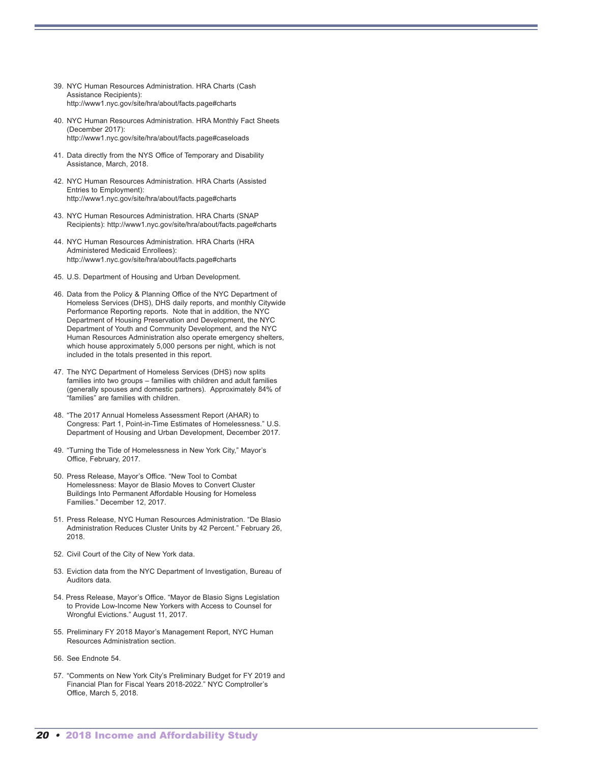39. NYC Human Resources Administration. HRA Charts (Cash Assistance Recipients): http://www1.nyc.gov/site/hra/about/facts.page#charts

40. NYC Human Resources Administration. HRA Monthly Fact Sheets (December 2017): http://www1.nyc.gov/site/hra/about/facts.page#caseloads

41. Data directly from the NYS Office of Temporary and Disability Assistance, March, 2018.

42. NYC Human Resources Administration. HRA Charts (Assisted Entries to Employment): http://www1.nyc.gov/site/hra/about/facts.page#charts

43. NYC Human Resources Administration. HRA Charts (SNAP Recipients): http://www1.nyc.gov/site/hra/about/facts.page#charts

44. NYC Human Resources Administration. HRA Charts (HRA Administered Medicaid Enrollees): http://www1.nyc.gov/site/hra/about/facts.page#charts

45. U.S. Department of Housing and Urban Development.

46. Data from the Policy & Planning Office of the NYC Department of Homeless Services (DHS), DHS daily reports, and monthly Citywide Performance Reporting reports. Note that in addition, the NYC Department of Housing Preservation and Development, the NYC Department of Youth and Community Development, and the NYC Human Resources Administration also operate emergency shelters, which house approximately 5,000 persons per night, which is not included in the totals presented in this report.

47. The NYC Department of Homeless Services (DHS) now splits families into two groups – families with children and adult families (generally spouses and domestic partners). Approximately 84% of "families" are families with children.

48. "The 2017 Annual Homeless Assessment Report (AHAR) to Congress: Part 1, Point-in-Time Estimates of Homelessness." U.S. Department of Housing and Urban Development, December 2017.

49. "Turning the Tide of Homelessness in New York City," Mayor's Office, February, 2017.

50. Press Release, Mayor's Office. "New Tool to Combat Homelessness: Mayor de Blasio Moves to Convert Cluster Buildings Into Permanent Affordable Housing for Homeless Families." December 12, 2017.

51. Press Release, NYC Human Resources Administration. "De Blasio Administration Reduces Cluster Units by 42 Percent." February 26, 2018.

52. Civil Court of the City of New York data.

53. Eviction data from the NYC Department of Investigation, Bureau of Auditors data.

54. Press Release, Mayor's Office. "Mayor de Blasio Signs Legislation to Provide Low-Income New Yorkers with Access to Counsel for Wrongful Evictions." August 11, 2017.

55. Preliminary FY 2018 Mayor's Management Report, NYC Human Resources Administration section.

56. See Endnote 54.

57. "Comments on New York City's Preliminary Budget for FY 2019 and Financial Plan for Fiscal Years 2018-2022." NYC Comptroller's Office, March 5, 2018.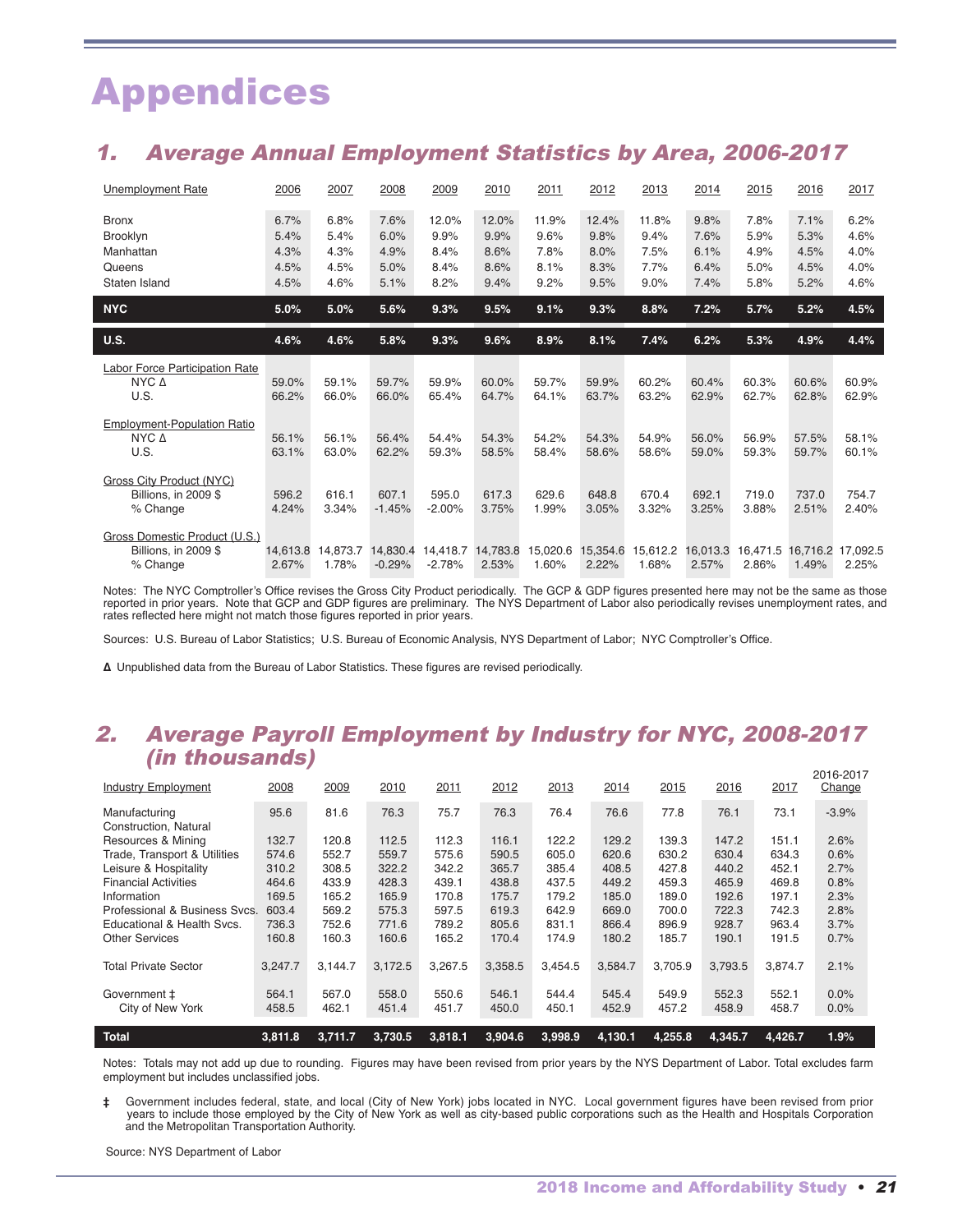# Appendices

## 1. Average Annual Employment Statistics by Area, 2006-2017

| Unemployment Rate | 2006 | 2007 | 2008 | 2009 | 2010 | 2011 | 2012 | 2013 | 2014 | 2015 | 2016 | 2017 |
|---|---|---|---|---|---|---|---|---|---|---|---|---|
| Bronx | 6.7% | 6.8% | 7.6% | 12.0% | 12.0% | 11.9% | 12.4% | 11.8% | 9.8% | 7.8% | 7.1% | 6.2% |
| Brooklyn | 5.4% | 5.4% | 6.0% | 9.9% | 9.9% | 9.6% | 9.8% | 9.4% | 7.6% | 5.9% | 5.3% | 4.6% |
| Manhattan | 4.3% | 4.3% | 4.9% | 8.4% | 8.6% | 7.8% | 8.0% | 7.5% | 6.1% | 4.9% | 4.5% | 4.0% |
| Queens | 4.5% | 4.5% | 5.0% | 8.4% | 8.6% | 8.1% | 8.3% | 7.7% | 6.4% | 5.0% | 4.5% | 4.0% |
| Staten Island | 4.5% | 4.6% | 5.1% | 8.2% | 9.4% | 9.2% | 9.5% | 9.0% | 7.4% | 5.8% | 5.2% | 4.6% |
| **NYC** | **5.0%** | **5.0%** | **5.6%** | **9.3%** | **9.5%** | **9.1%** | **9.3%** | **8.8%** | **7.2%** | **5.7%** | **5.2%** | **4.5%** |
| **U.S.** | **4.6%** | **4.6%** | **5.8%** | **9.3%** | **9.6%** | **8.9%** | **8.1%** | **7.4%** | **6.2%** | **5.3%** | **4.9%** | **4.4%** |
| Labor Force Participation Rate | | | | | | | | | | | | |
| NYC Δ | 59.0% | 59.1% | 59.7% | 59.9% | 60.0% | 59.7% | 59.9% | 60.2% | 60.4% | 60.3% | 60.6% | 60.9% |
| U.S. | 66.2% | 66.0% | 66.0% | 65.4% | 64.7% | 64.1% | 63.7% | 63.2% | 62.9% | 62.7% | 62.8% | 62.9% |
| Employment-Population Ratio | | | | | | | | | | | | |
| NYC Δ | 56.1% | 56.1% | 56.4% | 54.4% | 54.3% | 54.2% | 54.3% | 54.9% | 56.0% | 56.9% | 57.5% | 58.1% |
| U.S. | 63.1% | 63.0% | 62.2% | 59.3% | 58.5% | 58.4% | 58.6% | 58.6% | 59.0% | 59.3% | 59.7% | 60.1% |
| Gross City Product (NYC) | | | | | | | | | | | | |
| Billions, in 2009 $ | 596.2 | 616.1 | 607.1 | 595.0 | 617.3 | 629.6 | 648.8 | 670.4 | 692.1 | 719.0 | 737.0 | 754.7 |
| % Change | 4.24% | 3.34% | -1.45% | -2.00% | 3.75% | 1.99% | 3.05% | 3.32% | 3.25% | 3.88% | 2.51% | 2.40% |
| Gross Domestic Product (U.S.) | | | | | | | | | | | | |
| Billions, in 2009 $ | 14,613.8 | 14,873.7 | 14,830.4 | 14,418.7 | 14,783.8 | 15,020.6 | 15,354.6 | 15,612.2 | 16,013.3 | 16,471.5 | 16,716.2 | 17,092.5 |
| % Change | 2.67% | 1.78% | -0.29% | -2.78% | 2.53% | 1.60% | 2.22% | 1.68% | 2.57% | 2.86% | 1.49% | 2.25% |

Notes: The NYC Comptroller's Office revises the Gross City Product periodically. The GCP & GDP figures presented here may not be the same as those reported in prior years. Note that GCP and GDP figures are preliminary. The NYS Department of Labor also periodically revises unemployment rates, and rates reflected here might not match those figures reported in prior years.

Sources: U.S. Bureau of Labor Statistics; U.S. Bureau of Economic Analysis, NYS Department of Labor; NYC Comptroller's Office.

**Δ** Unpublished data from the Bureau of Labor Statistics. These figures are revised periodically.

## 2. Average Payroll Employment by Industry for NYC, 2008-2017 (in thousands)

| Industry Employment | 2008 | 2009 | 2010 | 2011 | 2012 | 2013 | 2014 | 2015 | 2016 | 2017 | 2016-2017 Change |
|---|---|---|---|---|---|---|---|---|---|---|---|
| Manufacturing | 95.6 | 81.6 | 76.3 | 75.7 | 76.3 | 76.4 | 76.6 | 77.8 | 76.1 | 73.1 | -3.9% |
| Construction, Natural Resources & Mining | 132.7 | 120.8 | 112.5 | 112.3 | 116.1 | 122.2 | 129.2 | 139.3 | 147.2 | 151.1 | 2.6% |
| Trade, Transport & Utilities | 574.6 | 552.7 | 559.7 | 575.6 | 590.5 | 605.0 | 620.6 | 630.2 | 630.4 | 634.3 | 0.6% |
| Leisure & Hospitality | 310.2 | 308.5 | 322.2 | 342.2 | 365.7 | 385.4 | 408.5 | 427.8 | 440.2 | 452.1 | 2.7% |
| Financial Activities | 464.6 | 433.9 | 428.3 | 439.1 | 438.8 | 437.5 | 449.2 | 459.3 | 465.9 | 469.8 | 0.8% |
| Information | 169.5 | 165.2 | 165.9 | 170.8 | 175.7 | 179.2 | 185.0 | 189.0 | 192.6 | 197.1 | 2.3% |
| Professional & Business Svcs. | 603.4 | 569.2 | 575.3 | 597.5 | 619.3 | 642.9 | 669.0 | 700.0 | 722.3 | 742.3 | 2.8% |
| Educational & Health Svcs. | 736.3 | 752.6 | 771.6 | 789.2 | 805.6 | 831.1 | 866.4 | 896.9 | 928.7 | 963.4 | 3.7% |
| Other Services | 160.8 | 160.3 | 160.6 | 165.2 | 170.4 | 174.9 | 180.2 | 185.7 | 190.1 | 191.5 | 0.7% |
| Total Private Sector | 3,247.7 | 3,144.7 | 3,172.5 | 3,267.5 | 3,358.5 | 3,454.5 | 3,584.7 | 3,705.9 | 3,793.5 | 3,874.7 | 2.1% |
| Government ‡ | 564.1 | 567.0 | 558.0 | 550.6 | 546.1 | 544.4 | 545.4 | 549.9 | 552.3 | 552.1 | 0.0% |
| City of New York | 458.5 | 462.1 | 451.4 | 451.7 | 450.0 | 450.1 | 452.9 | 457.2 | 458.9 | 458.7 | 0.0% |
| **Total** | **3,811.8** | **3,711.7** | **3,730.5** | **3,818.1** | **3,904.6** | **3,998.9** | **4,130.1** | **4,255.8** | **4,345.7** | **4,426.7** | **1.9%** |

Notes: Totals may not add up due to rounding. Figures may have been revised from prior years by the NYS Department of Labor. Total excludes farm employment but includes unclassified jobs.

**‡** Government includes federal, state, and local (City of New York) jobs located in NYC. Local government figures have been revised from prior years to include those employed by the City of New York as well as city-based public corporations such as the Health and Hospitals Corporation and the Metropolitan Transportation Authority.

Source: NYS Department of Labor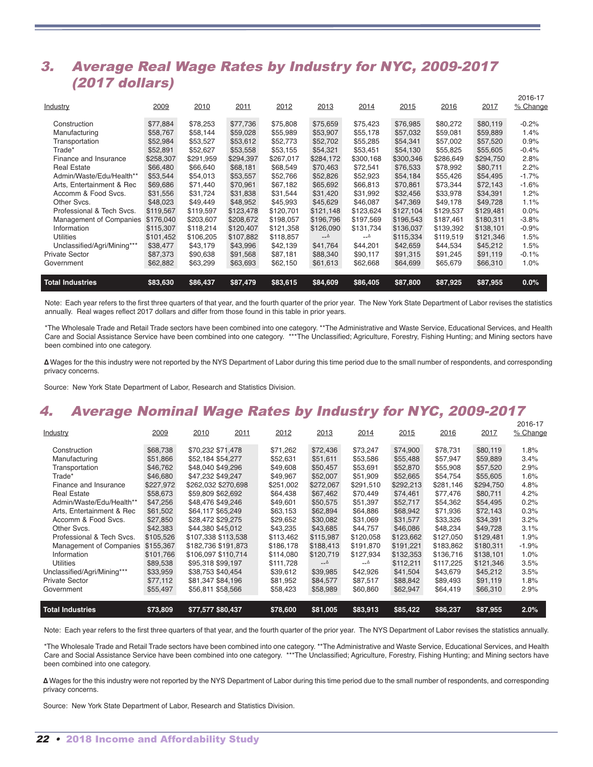## 3. Average Real Wage Rates by Industry for NYC, 2009-2017 (2017 dollars)

| Industry | 2009 | 2010 | 2011 | 2012 | 2013 | 2014 | 2015 | 2016 | 2017 | 2016-17 % Change |
|---|---|---|---|---|---|---|---|---|---|---|
| Construction | $77,884 | $78,253 | $77,736 | $75,808 | $75,659 | $75,423 | $76,985 | $80,272 | $80,119 | -0.2% |
| Manufacturing | $58,767 | $58,144 | $59,028 | $55,989 | $53,907 | $55,178 | $57,032 | $59,081 | $59,889 | 1.4% |
| Transportation | $52,984 | $53,527 | $53,612 | $52,773 | $52,702 | $55,285 | $54,341 | $57,002 | $57,520 | 0.9% |
| Trade* | $52,891 | $52,627 | $53,558 | $53,155 | $54,321 | $53,451 | $54,130 | $55,825 | $55,605 | -0.4% |
| Finance and Insurance | $258,307 | $291,959 | $294,397 | $267,017 | $284,172 | $300,168 | $300,346 | $286,649 | $294,750 | 2.8% |
| Real Estate | $66,480 | $66,640 | $68,181 | $68,549 | $70,463 | $72,541 | $76,533 | $78,992 | $80,711 | 2.2% |
| Admin/Waste/Edu/Health** | $53,544 | $54,013 | $53,557 | $52,766 | $52,826 | $52,923 | $54,184 | $55,426 | $54,495 | -1.7% |
| Arts, Entertainment & Rec | $69,686 | $71,440 | $70,961 | $67,182 | $65,692 | $66,813 | $70,861 | $73,344 | $72,143 | -1.6% |
| Accomm & Food Svcs. | $31,556 | $31,724 | $31,838 | $31,544 | $31,420 | $31,992 | $32,456 | $33,978 | $34,391 | 1.2% |
| Other Svcs. | $48,023 | $49,449 | $48,952 | $45,993 | $45,629 | $46,087 | $47,369 | $49,178 | $49,728 | 1.1% |
| Professional & Tech Svcs. | $119,567 | $119,597 | $123,478 | $120,701 | $121,148 | $123,624 | $127,104 | $129,537 | $129,481 | 0.0% |
| Management of Companies | $176,040 | $203,607 | $208,672 | $198,057 | $196,796 | $197,569 | $196,543 | $187,461 | $180,311 | -3.8% |
| Information | $115,307 | $118,214 | $120,407 | $121,358 | $126,090 | $131,734 | $136,037 | $139,392 | $138,101 | -0.9% |
| Utilities | $101,452 | $106,205 | $107,882 | $118,857 | --Δ | --Δ | $115,334 | $119,519 | $121,346 | 1.5% |
| Unclassified/Agri/Mining*** | $38,477 | $43,179 | $43,996 | $42,139 | $41,764 | $44,201 | $42,659 | $44,534 | $45,212 | 1.5% |
| Private Sector | $87,373 | $90,638 | $91,568 | $87,181 | $88,340 | $90,117 | $91,315 | $91,245 | $91,119 | -0.1% |
| Government | $62,882 | $63,299 | $63,693 | $62,150 | $61,613 | $62,668 | $64,699 | $65,679 | $66,310 | 1.0% |
| **Total Industries** | **$83,630** | **$86,437** | **$87,479** | **$83,615** | **$84,609** | **$86,405** | **$87,800** | **$87,925** | **$87,955** | **0.0%** |

Note: Each year refers to the first three quarters of that year, and the fourth quarter of the prior year. The New York State Department of Labor revises the statistics annually. Real wages reflect 2017 dollars and differ from those found in this table in prior years.

*The Wholesale Trade and Retail Trade sectors have been combined into one category. **The Administrative and Waste Service, Educational Services, and Health Care and Social Assistance Service have been combined into one category. ***The Unclassified; Agriculture, Forestry, Fishing Hunting; and Mining sectors have been combined into one category.

**Δ** Wages for the this industry were not reported by the NYS Department of Labor during this time period due to the small number of respondents, and corresponding privacy concerns.

Source: New York State Department of Labor, Research and Statistics Division.

## 4. Average Nominal Wage Rates by Industry for NYC, 2009-2017

| Industry | 2009 | 2010 | 2011 | 2012 | 2013 | 2014 | 2015 | 2016 | 2017 | 2016-17 % Change |
|---|---|---|---|---|---|---|---|---|---|---|
| Construction | $68,738 | $70,232 | $71,478 | $71,262 | $72,436 | $73,247 | $74,900 | $78,731 | $80,119 | 1.8% |
| Manufacturing | $51,866 | $52,184 | $54,277 | $52,631 | $51,611 | $53,586 | $55,488 | $57,947 | $59,889 | 3.4% |
| Transportation | $46,762 | $48,040 | $49,296 | $49,608 | $50,457 | $53,691 | $52,870 | $55,908 | $57,520 | 2.9% |
| Trade* | $46,680 | $47,232 | $49,247 | $49,967 | $52,007 | $51,909 | $52,665 | $54,754 | $55,605 | 1.6% |
| Finance and Insurance | $227,972 | $262,032 | $270,698 | $251,002 | $272,067 | $291,510 | $292,213 | $281,146 | $294,750 | 4.8% |
| Real Estate | $58,673 | $59,809 | $62,692 | $64,438 | $67,462 | $70,449 | $74,461 | $77,476 | $80,711 | 4.2% |
| Admin/Waste/Edu/Health** | $47,256 | $48,476 | $49,246 | $49,601 | $50,575 | $51,397 | $52,717 | $54,362 | $54,495 | 0.2% |
| Arts, Entertainment & Rec | $61,502 | $64,117 | $65,249 | $63,153 | $62,894 | $64,886 | $68,942 | $71,936 | $72,143 | 0.3% |
| Accomm & Food Svcs. | $27,850 | $28,472 | $29,275 | $29,652 | $30,082 | $31,069 | $31,577 | $33,326 | $34,391 | 3.2% |
| Other Svcs. | $42,383 | $44,380 | $45,012 | $43,235 | $43,685 | $44,757 | $46,086 | $48,234 | $49,728 | 3.1% |
| Professional & Tech Svcs. | $105,526 | $107,338 | $113,538 | $113,462 | $115,987 | $120,058 | $123,662 | $127,050 | $129,481 | 1.9% |
| Management of Companies | $155,367 | $182,736 | $191,873 | $186,178 | $188,413 | $191,870 | $191,221 | $183,862 | $180,311 | -1.9% |
| Information | $101,766 | $106,097 | $110,714 | $114,080 | $120,719 | $127,934 | $132,353 | $136,716 | $138,101 | 1.0% |
| Utilities | $89,538 | $95,318 | $99,197 | $111,728 | --Δ | --Δ | $112,211 | $117,225 | $121,346 | 3.5% |
| Unclassified/Agri/Mining*** | $33,959 | $38,753 | $40,454 | $39,612 | $39,985 | $42,926 | $41,504 | $43,679 | $45,212 | 3.5% |
| Private Sector | $77,112 | $81,347 | $84,196 | $81,952 | $84,577 | $87,517 | $88,842 | $89,493 | $91,119 | 1.8% |
| Government | $55,497 | $56,811 | $58,566 | $58,423 | $58,989 | $60,860 | $62,947 | $64,419 | $66,310 | 2.9% |
| **Total Industries** | **$73,809** | **$77,577** | **$80,437** | **$78,600** | **$81,005** | **$83,913** | **$85,422** | **$86,237** | **$87,955** | **2.0%** |

Note: Each year refers to the first three quarters of that year, and the fourth quarter of the prior year. The NYS Department of Labor revises the statistics annually.

*The Wholesale Trade and Retail Trade sectors have been combined into one category. **The Administrative and Waste Service, Educational Services, and Health Care and Social Assistance Service have been combined into one category. ***The Unclassified; Agriculture, Forestry, Fishing Hunting; and Mining sectors have been combined into one category.

**Δ** Wages for the this industry were not reported by the NYS Department of Labor during this time period due to the small number of respondents, and corresponding privacy concerns.

Source: New York State Department of Labor, Research and Statistics Division.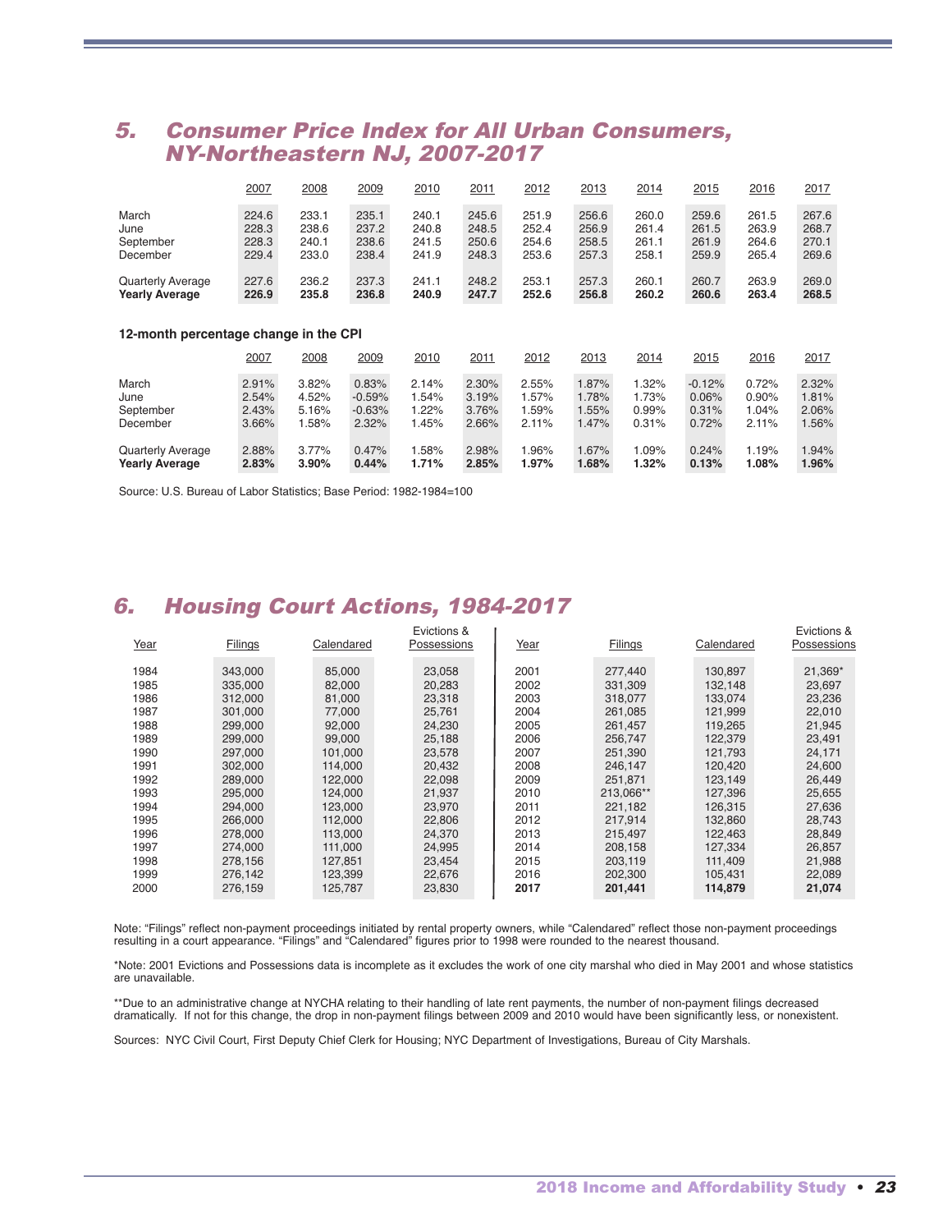## 5. Consumer Price Index for All Urban Consumers, NY-Northeastern NJ, 2007-2017

| | 2007 | 2008 | 2009 | 2010 | 2011 | 2012 | 2013 | 2014 | 2015 | 2016 | 2017 |
|---|---|---|---|---|---|---|---|---|---|---|---|
| March | 224.6 | 233.1 | 235.1 | 240.1 | 245.6 | 251.9 | 256.6 | 260.0 | 259.6 | 261.5 | 267.6 |
| June | 228.3 | 238.6 | 237.2 | 240.8 | 248.5 | 252.4 | 256.9 | 261.4 | 261.5 | 263.9 | 268.7 |
| September | 228.3 | 240.1 | 238.6 | 241.5 | 250.6 | 254.6 | 258.5 | 261.1 | 261.9 | 264.6 | 270.1 |
| December | 229.4 | 233.0 | 238.4 | 241.9 | 248.3 | 253.6 | 257.3 | 258.1 | 259.9 | 265.4 | 269.6 |
| Quarterly Average | 227.6 | 236.2 | 237.3 | 241.1 | 248.2 | 253.1 | 257.3 | 260.1 | 260.7 | 263.9 | 269.0 |
| **Yearly Average** | **226.9** | **235.8** | **236.8** | **240.9** | **247.7** | **252.6** | **256.8** | **260.2** | **260.6** | **263.4** | **268.5** |

### 12-month percentage change in the CPI

| | 2007 | 2008 | 2009 | 2010 | 2011 | 2012 | 2013 | 2014 | 2015 | 2016 | 2017 |
|---|---|---|---|---|---|---|---|---|---|---|---|
| March | 2.91% | 3.82% | 0.83% | 2.14% | 2.30% | 2.55% | 1.87% | 1.32% | -0.12% | 0.72% | 2.32% |
| June | 2.54% | 4.52% | -0.59% | 1.54% | 3.19% | 1.57% | 1.78% | 1.73% | 0.06% | 0.90% | 1.81% |
| September | 2.43% | 5.16% | -0.63% | 1.22% | 3.76% | 1.59% | 1.55% | 0.99% | 0.31% | 1.04% | 2.06% |
| December | 3.66% | 1.58% | 2.32% | 1.45% | 2.66% | 2.11% | 1.47% | 0.31% | 0.72% | 2.11% | 1.56% |
| Quarterly Average | 2.88% | 3.77% | 0.47% | 1.58% | 2.98% | 1.96% | 1.67% | 1.09% | 0.24% | 1.19% | 1.94% |
| **Yearly Average** | **2.83%** | **3.90%** | **0.44%** | **1.71%** | **2.85%** | **1.97%** | **1.68%** | **1.32%** | **0.13%** | **1.08%** | **1.96%** |

Source: U.S. Bureau of Labor Statistics; Base Period: 1982-1984=100

## 6. Housing Court Actions, 1984-2017

| Year | Filings | Calendared | Evictions & Possessions | Year | Filings | Calendared | Evictions & Possessions |
|---|---|---|---|---|---|---|---|
| 1984 | 343,000 | 85,000 | 23,058 | 2001 | 277,440 | 130,897 | 21,369* |
| 1985 | 335,000 | 82,000 | 20,283 | 2002 | 331,309 | 132,148 | 23,697 |
| 1986 | 312,000 | 81,000 | 23,318 | 2003 | 318,077 | 133,074 | 23,236 |
| 1987 | 301,000 | 77,000 | 25,761 | 2004 | 261,085 | 121,999 | 22,010 |
| 1988 | 299,000 | 92,000 | 24,230 | 2005 | 261,457 | 119,265 | 21,945 |
| 1989 | 299,000 | 99,000 | 25,188 | 2006 | 256,747 | 122,379 | 23,491 |
| 1990 | 297,000 | 101,000 | 23,578 | 2007 | 251,390 | 121,793 | 24,171 |
| 1991 | 302,000 | 114,000 | 20,432 | 2008 | 246,147 | 120,420 | 24,600 |
| 1992 | 289,000 | 122,000 | 22,098 | 2009 | 251,871 | 123,149 | 26,449 |
| 1993 | 295,000 | 124,000 | 21,937 | 2010 | 213,066** | 127,396 | 25,655 |
| 1994 | 294,000 | 123,000 | 23,970 | 2011 | 221,182 | 126,315 | 27,636 |
| 1995 | 266,000 | 112,000 | 22,806 | 2012 | 217,914 | 132,860 | 28,743 |
| 1996 | 278,000 | 113,000 | 24,370 | 2013 | 215,497 | 122,463 | 28,849 |
| 1997 | 274,000 | 111,000 | 24,995 | 2014 | 208,158 | 127,334 | 26,857 |
| 1998 | 278,156 | 127,851 | 23,454 | 2015 | 203,119 | 111,409 | 21,988 |
| 1999 | 276,142 | 123,399 | 22,676 | 2016 | 202,300 | 105,431 | 22,089 |
| 2000 | 276,159 | 125,787 | 23,830 | **2017** | **201,441** | **114,879** | **21,074** |

Note: "Filings" reflect non-payment proceedings initiated by rental property owners, while "Calendared" reflect those non-payment proceedings resulting in a court appearance. "Filings" and "Calendared" figures prior to 1998 were rounded to the nearest thousand.

*Note: 2001 Evictions and Possessions data is incomplete as it excludes the work of one city marshal who died in May 2001 and whose statistics are unavailable.

**Due to an administrative change at NYCHA relating to their handling of late rent payments, the number of non-payment filings decreased dramatically. If not for this change, the drop in non-payment filings between 2009 and 2010 would have been significantly less, or nonexistent.

Sources: NYC Civil Court, First Deputy Chief Clerk for Housing; NYC Department of Investigations, Bureau of City Marshals.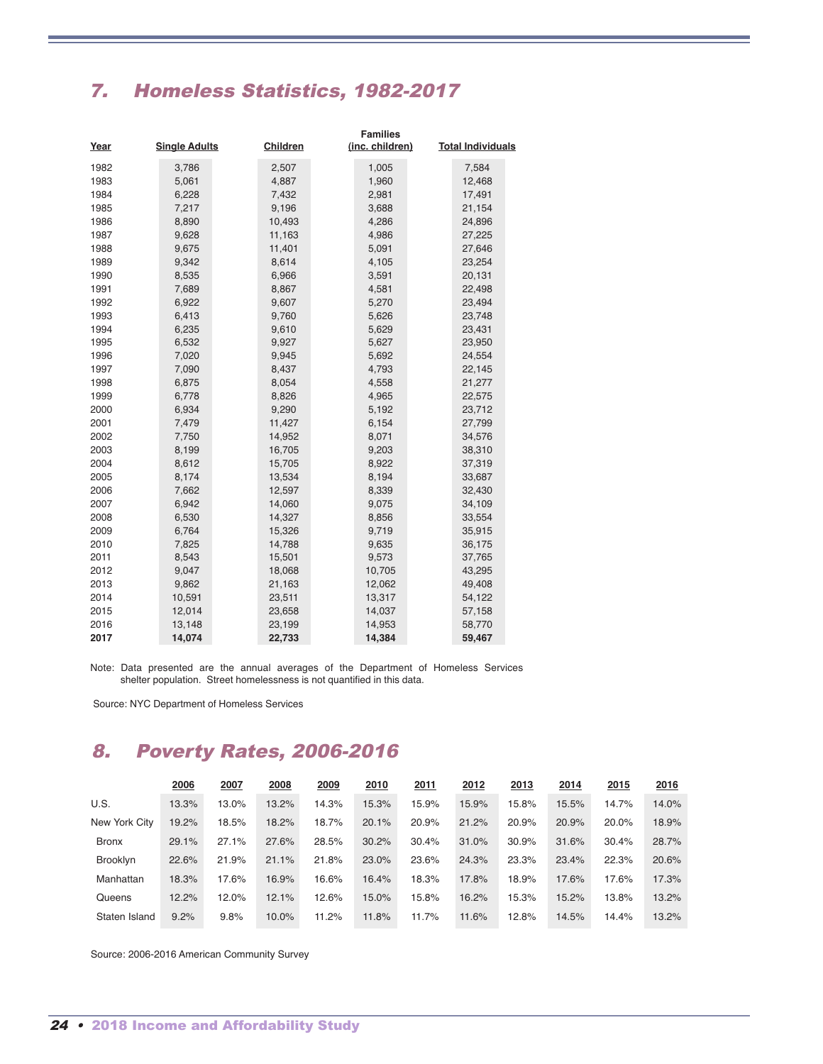## 7. Homeless Statistics, 1982-2017

| Year | Single Adults | Children | Families (inc. children) | Total Individuals |
|---|---|---|---|---|
| 1982 | 3,786 | 2,507 | 1,005 | 7,584 |
| 1983 | 5,061 | 4,887 | 1,960 | 12,468 |
| 1984 | 6,228 | 7,432 | 2,981 | 17,491 |
| 1985 | 7,217 | 9,196 | 3,688 | 21,154 |
| 1986 | 8,890 | 10,493 | 4,286 | 24,896 |
| 1987 | 9,628 | 11,163 | 4,986 | 27,225 |
| 1988 | 9,675 | 11,401 | 5,091 | 27,646 |
| 1989 | 9,342 | 8,614 | 4,105 | 23,254 |
| 1990 | 8,535 | 6,966 | 3,591 | 20,131 |
| 1991 | 7,689 | 8,867 | 4,581 | 22,498 |
| 1992 | 6,922 | 9,607 | 5,270 | 23,494 |
| 1993 | 6,413 | 9,760 | 5,626 | 23,748 |
| 1994 | 6,235 | 9,610 | 5,629 | 23,431 |
| 1995 | 6,532 | 9,927 | 5,627 | 23,950 |
| 1996 | 7,020 | 9,945 | 5,692 | 24,554 |
| 1997 | 7,090 | 8,437 | 4,793 | 22,145 |
| 1998 | 6,875 | 8,054 | 4,558 | 21,277 |
| 1999 | 6,778 | 8,826 | 4,965 | 22,575 |
| 2000 | 6,934 | 9,290 | 5,192 | 23,712 |
| 2001 | 7,479 | 11,427 | 6,154 | 27,799 |
| 2002 | 7,750 | 14,952 | 8,071 | 34,576 |
| 2003 | 8,199 | 16,705 | 9,203 | 38,310 |
| 2004 | 8,612 | 15,705 | 8,922 | 37,319 |
| 2005 | 8,174 | 13,534 | 8,194 | 33,687 |
| 2006 | 7,662 | 12,597 | 8,339 | 32,430 |
| 2007 | 6,942 | 14,060 | 9,075 | 34,109 |
| 2008 | 6,530 | 14,327 | 8,856 | 33,554 |
| 2009 | 6,764 | 15,326 | 9,719 | 35,915 |
| 2010 | 7,825 | 14,788 | 9,635 | 36,175 |
| 2011 | 8,543 | 15,501 | 9,573 | 37,765 |
| 2012 | 9,047 | 18,068 | 10,705 | 43,295 |
| 2013 | 9,862 | 21,163 | 12,062 | 49,408 |
| 2014 | 10,591 | 23,511 | 13,317 | 54,122 |
| 2015 | 12,014 | 23,658 | 14,037 | 57,158 |
| 2016 | 13,148 | 23,199 | 14,953 | 58,770 |
| **2017** | **14,074** | **22,733** | **14,384** | **59,467** |

Note: Data presented are the annual averages of the Department of Homeless Services shelter population. Street homelessness is not quantified in this data.

Source: NYC Department of Homeless Services

## 8. Poverty Rates, 2006-2016

| | 2006 | 2007 | 2008 | 2009 | 2010 | 2011 | 2012 | 2013 | 2014 | 2015 | 2016 |
|---|---|---|---|---|---|---|---|---|---|---|---|
| U.S. | 13.3% | 13.0% | 13.2% | 14.3% | 15.3% | 15.9% | 15.9% | 15.8% | 15.5% | 14.7% | 14.0% |
| New York City | 19.2% | 18.5% | 18.2% | 18.7% | 20.1% | 20.9% | 21.2% | 20.9% | 20.9% | 20.0% | 18.9% |
| Bronx | 29.1% | 27.1% | 27.6% | 28.5% | 30.2% | 30.4% | 31.0% | 30.9% | 31.6% | 30.4% | 28.7% |
| Brooklyn | 22.6% | 21.9% | 21.1% | 21.8% | 23.0% | 23.6% | 24.3% | 23.3% | 23.4% | 22.3% | 20.6% |
| Manhattan | 18.3% | 17.6% | 16.9% | 16.6% | 16.4% | 18.3% | 17.8% | 18.9% | 17.6% | 17.6% | 17.3% |
| Queens | 12.2% | 12.0% | 12.1% | 12.6% | 15.0% | 15.8% | 16.2% | 15.3% | 15.2% | 13.8% | 13.2% |
| Staten Island | 9.2% | 9.8% | 10.0% | 11.2% | 11.8% | 11.7% | 11.6% | 12.8% | 14.5% | 14.4% | 13.2% |

Source: 2006-2016 American Community Survey